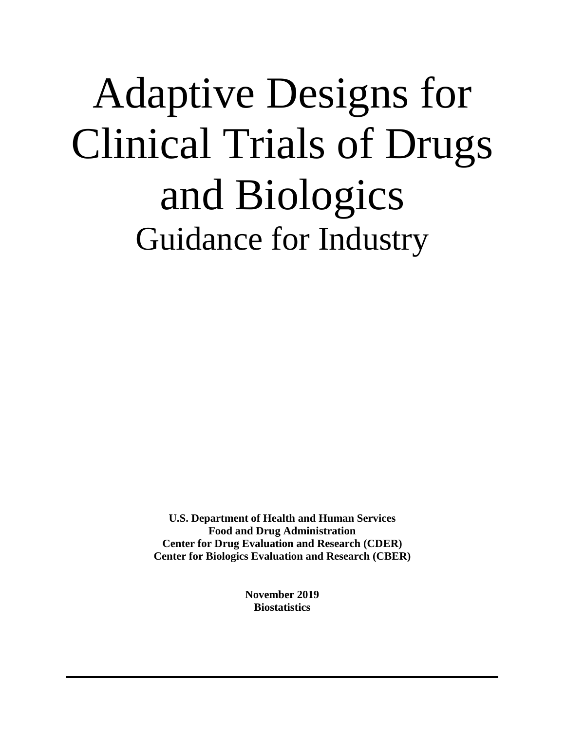# Adaptive Designs for Clinical Trials of Drugs and Biologics

## Guidance for Industry

**U.S. Department of Health and Human Services**
**Food and Drug Administration**
**Center for Drug Evaluation and Research (CDER)**
**Center for Biologics Evaluation and Research (CBER)**

**November 2019**
**Biostatistics**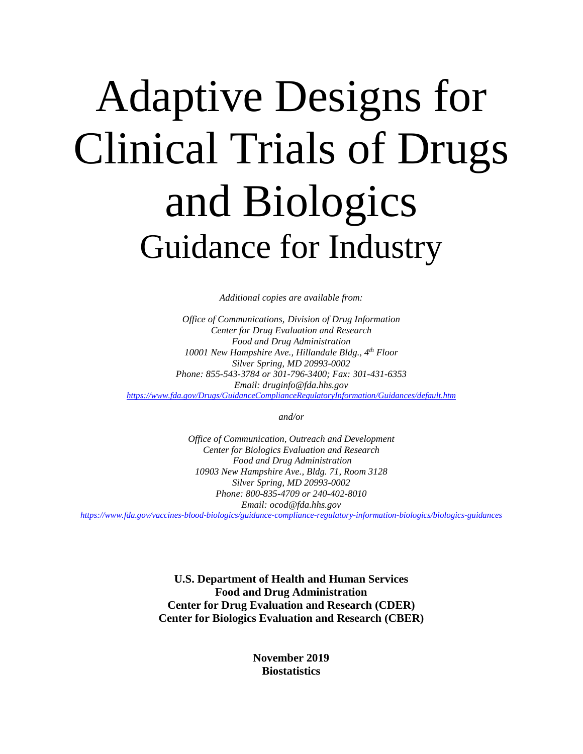# Adaptive Designs for Clinical Trials of Drugs and Biologics

## Guidance for Industry

*Additional copies are available from:*

*Office of Communications, Division of Drug Information*
*Center for Drug Evaluation and Research*
*Food and Drug Administration*
*10001 New Hampshire Ave., Hillandale Bldg., 4th Floor*
*Silver Spring, MD 20993-0002*
*Phone: 855-543-3784 or 301-796-3400; Fax: 301-431-6353*
*Email: druginfo@fda.hhs.gov*
*https://www.fda.gov/Drugs/GuidanceComplianceRegulatoryInformation/Guidances/default.htm*

*and/or*

*Office of Communication, Outreach and Development*
*Center for Biologics Evaluation and Research*
*Food and Drug Administration*
*10903 New Hampshire Ave., Bldg. 71, Room 3128*
*Silver Spring, MD 20993-0002*
*Phone: 800-835-4709 or 240-402-8010*
*Email: ocod@fda.hhs.gov*
*https://www.fda.gov/vaccines-blood-biologics/guidance-compliance-regulatory-information-biologics/biologics-guidances*

**U.S. Department of Health and Human Services**
**Food and Drug Administration**
**Center for Drug Evaluation and Research (CDER)**
**Center for Biologics Evaluation and Research (CBER)**

**November 2019**
**Biostatistics**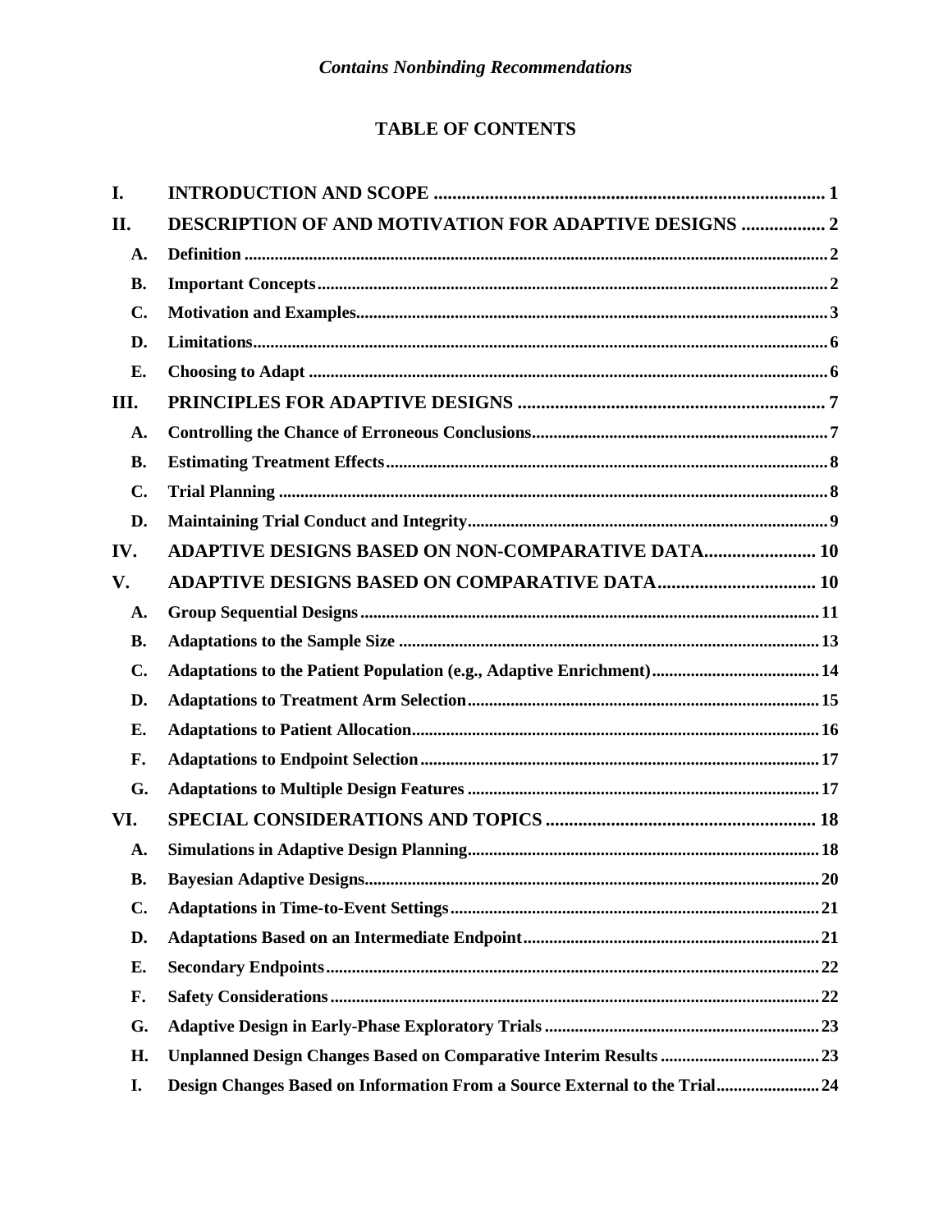*Contains Nonbinding Recommendations*

# TABLE OF CONTENTS

**I. INTRODUCTION AND SCOPE** .......... 1

**II. DESCRIPTION OF AND MOTIVATION FOR ADAPTIVE DESIGNS** .......... 2

- **A. Definition** .......... 2
- **B. Important Concepts** .......... 2
- **C. Motivation and Examples** .......... 3
- **D. Limitations** .......... 6
- **E. Choosing to Adapt** .......... 6

**III. PRINCIPLES FOR ADAPTIVE DESIGNS** .......... 7

- **A. Controlling the Chance of Erroneous Conclusions** .......... 7
- **B. Estimating Treatment Effects** .......... 8
- **C. Trial Planning** .......... 8
- **D. Maintaining Trial Conduct and Integrity** .......... 9

**IV. ADAPTIVE DESIGNS BASED ON NON-COMPARATIVE DATA** .......... 10

**V. ADAPTIVE DESIGNS BASED ON COMPARATIVE DATA** .......... 10

- **A. Group Sequential Designs** .......... 11
- **B. Adaptations to the Sample Size** .......... 13
- **C. Adaptations to the Patient Population (e.g., Adaptive Enrichment)** .......... 14
- **D. Adaptations to Treatment Arm Selection** .......... 15
- **E. Adaptations to Patient Allocation** .......... 16
- **F. Adaptations to Endpoint Selection** .......... 17
- **G. Adaptations to Multiple Design Features** .......... 17

**VI. SPECIAL CONSIDERATIONS AND TOPICS** .......... 18

- **A. Simulations in Adaptive Design Planning** .......... 18
- **B. Bayesian Adaptive Designs** .......... 20
- **C. Adaptations in Time-to-Event Settings** .......... 21
- **D. Adaptations Based on an Intermediate Endpoint** .......... 21
- **E. Secondary Endpoints** .......... 22
- **F. Safety Considerations** .......... 22
- **G. Adaptive Design in Early-Phase Exploratory Trials** .......... 23
- **H. Unplanned Design Changes Based on Comparative Interim Results** .......... 23
- **I. Design Changes Based on Information From a Source External to the Trial** .......... 24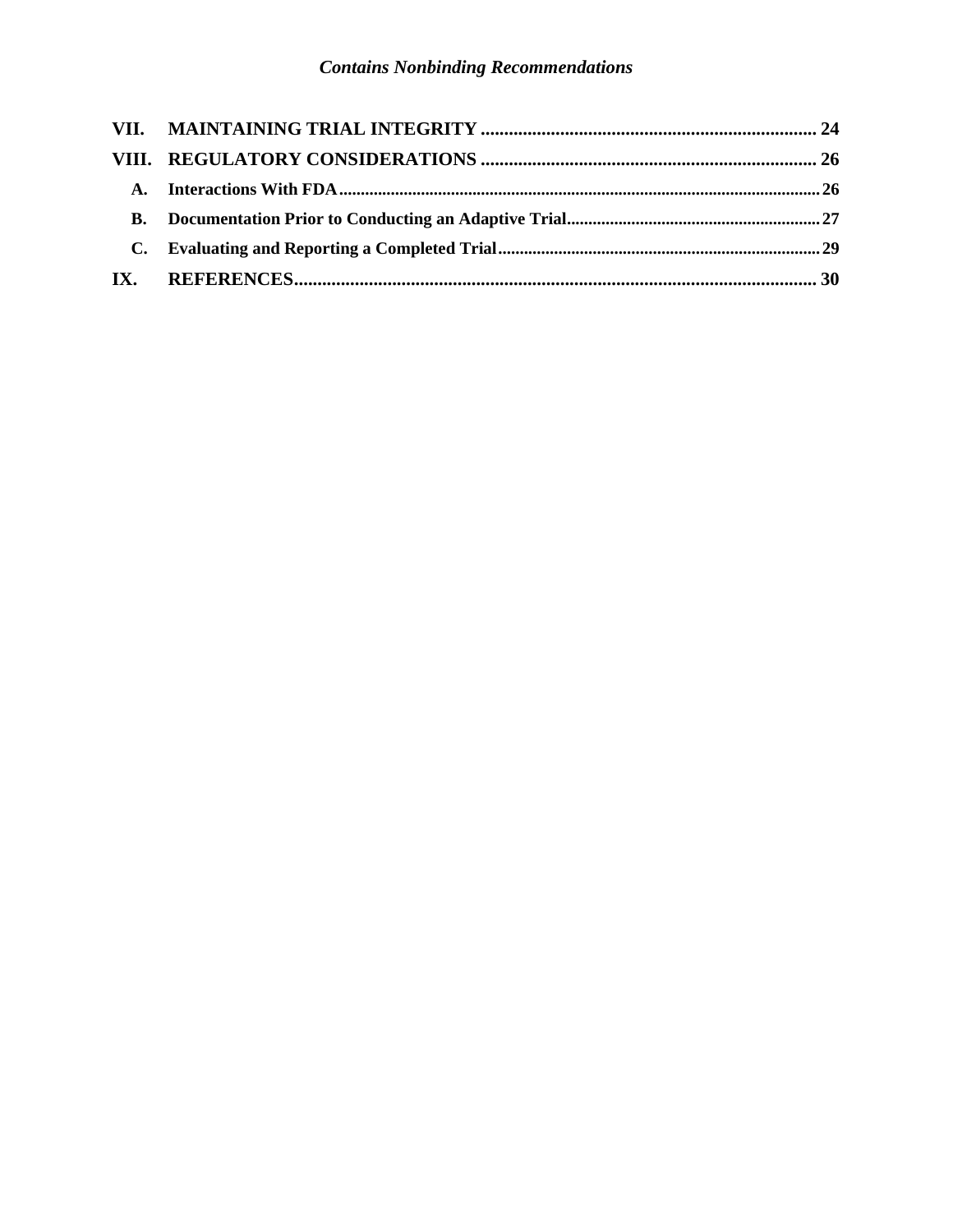VII. MAINTAINING TRIAL INTEGRITY ........................................................................ 24

VIII. REGULATORY CONSIDERATIONS ........................................................................ 26

A. Interactions With FDA ........................................................................ 26

B. Documentation Prior to Conducting an Adaptive Trial ........................................................................ 27

C. Evaluating and Reporting a Completed Trial ........................................................................ 29

IX. REFERENCES ........................................................................ 30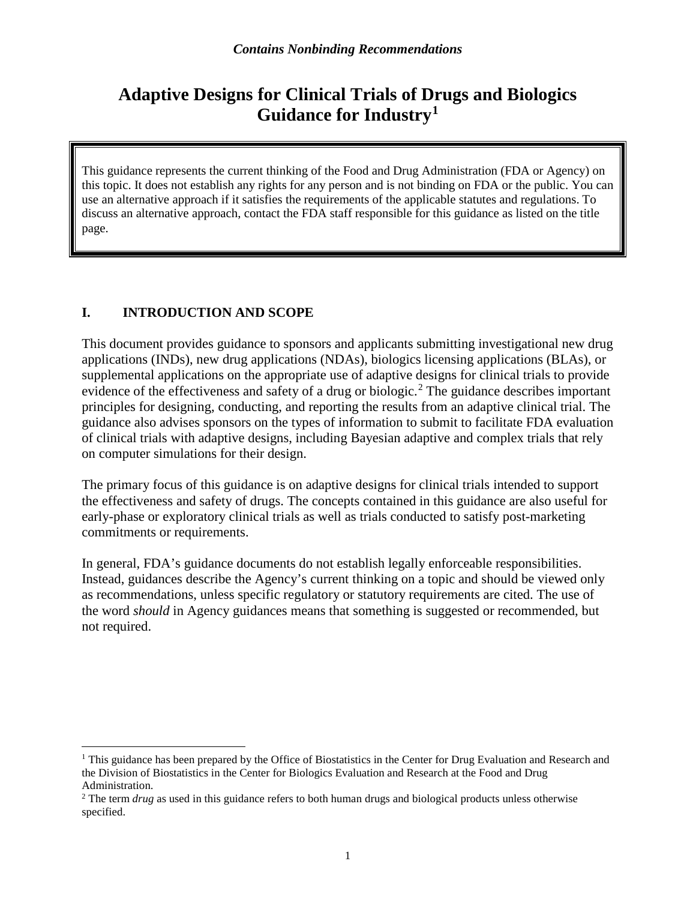*Contains Nonbinding Recommendations*

# Adaptive Designs for Clinical Trials of Drugs and Biologics Guidance for Industry[1]

> This guidance represents the current thinking of the Food and Drug Administration (FDA or Agency) on this topic. It does not establish any rights for any person and is not binding on FDA or the public. You can use an alternative approach if it satisfies the requirements of the applicable statutes and regulations. To discuss an alternative approach, contact the FDA staff responsible for this guidance as listed on the title page.

## I. INTRODUCTION AND SCOPE

This document provides guidance to sponsors and applicants submitting investigational new drug applications (INDs), new drug applications (NDAs), biologics licensing applications (BLAs), or supplemental applications on the appropriate use of adaptive designs for clinical trials to provide evidence of the effectiveness and safety of a drug or biologic.[2] The guidance describes important principles for designing, conducting, and reporting the results from an adaptive clinical trial. The guidance also advises sponsors on the types of information to submit to facilitate FDA evaluation of clinical trials with adaptive designs, including Bayesian adaptive and complex trials that rely on computer simulations for their design.

The primary focus of this guidance is on adaptive designs for clinical trials intended to support the effectiveness and safety of drugs. The concepts contained in this guidance are also useful for early-phase or exploratory clinical trials as well as trials conducted to satisfy post-marketing commitments or requirements.

In general, FDA's guidance documents do not establish legally enforceable responsibilities. Instead, guidances describe the Agency's current thinking on a topic and should be viewed only as recommendations, unless specific regulatory or statutory requirements are cited. The use of the word *should* in Agency guidances means that something is suggested or recommended, but not required.

---

[1] This guidance has been prepared by the Office of Biostatistics in the Center for Drug Evaluation and Research and the Division of Biostatistics in the Center for Biologics Evaluation and Research at the Food and Drug Administration.

[2] The term *drug* as used in this guidance refers to both human drugs and biological products unless otherwise specified.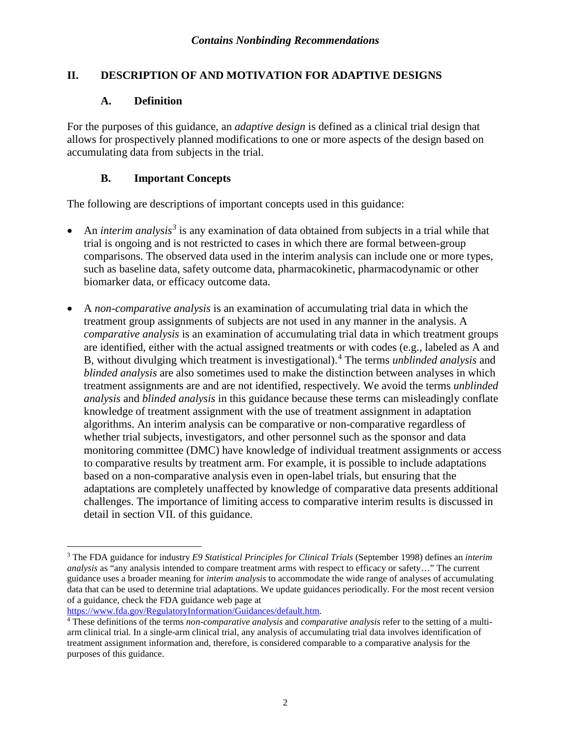## II. DESCRIPTION OF AND MOTIVATION FOR ADAPTIVE DESIGNS

### A. Definition

For the purposes of this guidance, an *adaptive design* is defined as a clinical trial design that allows for prospectively planned modifications to one or more aspects of the design based on accumulating data from subjects in the trial.

### B. Important Concepts

The following are descriptions of important concepts used in this guidance:

- An *interim analysis*[3] is any examination of data obtained from subjects in a trial while that trial is ongoing and is not restricted to cases in which there are formal between-group comparisons. The observed data used in the interim analysis can include one or more types, such as baseline data, safety outcome data, pharmacokinetic, pharmacodynamic or other biomarker data, or efficacy outcome data.

- A *non-comparative analysis* is an examination of accumulating trial data in which the treatment group assignments of subjects are not used in any manner in the analysis. A *comparative analysis* is an examination of accumulating trial data in which treatment groups are identified, either with the actual assigned treatments or with codes (e.g., labeled as A and B, without divulging which treatment is investigational).[4] The terms *unblinded analysis* and *blinded analysis* are also sometimes used to make the distinction between analyses in which treatment assignments are and are not identified, respectively. We avoid the terms *unblinded analysis* and *blinded analysis* in this guidance because these terms can misleadingly conflate knowledge of treatment assignment with the use of treatment assignment in adaptation algorithms. An interim analysis can be comparative or non-comparative regardless of whether trial subjects, investigators, and other personnel such as the sponsor and data monitoring committee (DMC) have knowledge of individual treatment assignments or access to comparative results by treatment arm. For example, it is possible to include adaptations based on a non-comparative analysis even in open-label trials, but ensuring that the adaptations are completely unaffected by knowledge of comparative data presents additional challenges. The importance of limiting access to comparative interim results is discussed in detail in section VII. of this guidance.

---

[3] The FDA guidance for industry *E9 Statistical Principles for Clinical Trials* (September 1998) defines an *interim analysis* as "any analysis intended to compare treatment arms with respect to efficacy or safety…" The current guidance uses a broader meaning for *interim analysis* to accommodate the wide range of analyses of accumulating data that can be used to determine trial adaptations. We update guidances periodically. For the most recent version of a guidance, check the FDA guidance web page at https://www.fda.gov/RegulatoryInformation/Guidances/default.htm.

[4] These definitions of the terms *non-comparative analysis* and *comparative analysis* refer to the setting of a multi-arm clinical trial. In a single-arm clinical trial, any analysis of accumulating trial data involves identification of treatment assignment information and, therefore, is considered comparable to a comparative analysis for the purposes of this guidance.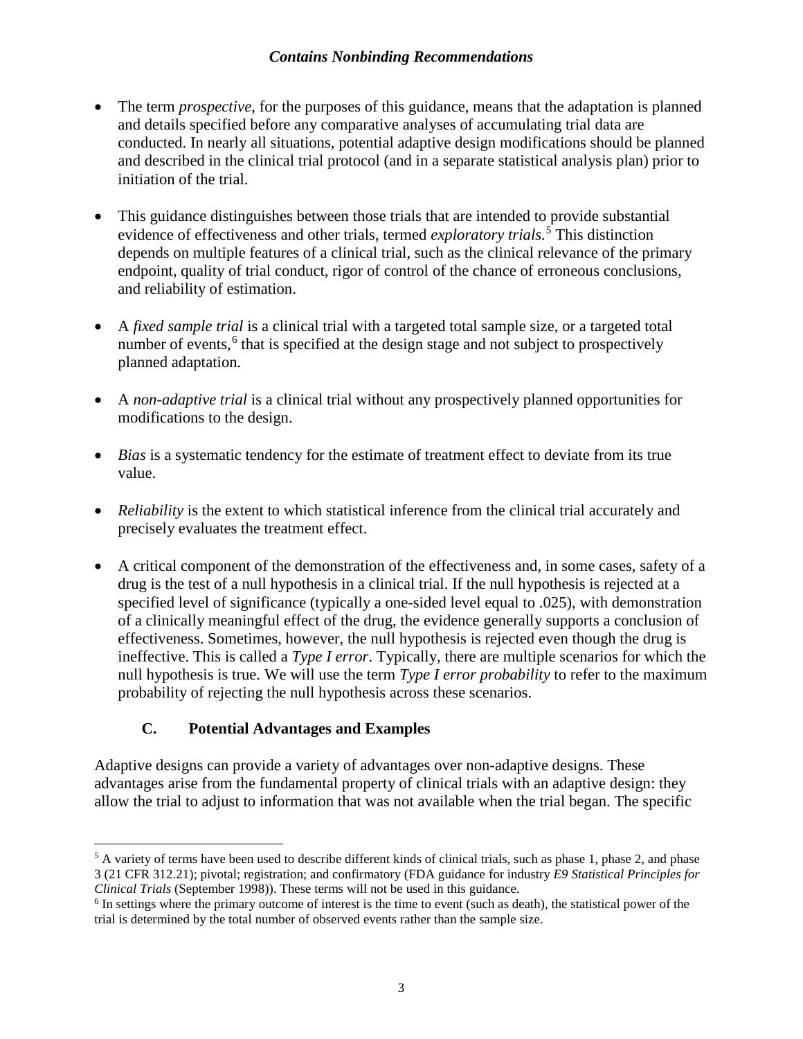- The term *prospective*, for the purposes of this guidance, means that the adaptation is planned and details specified before any comparative analyses of accumulating trial data are conducted. In nearly all situations, potential adaptive design modifications should be planned and described in the clinical trial protocol (and in a separate statistical analysis plan) prior to initiation of the trial.

- This guidance distinguishes between those trials that are intended to provide substantial evidence of effectiveness and other trials, termed *exploratory trials.*[5] This distinction depends on multiple features of a clinical trial, such as the clinical relevance of the primary endpoint, quality of trial conduct, rigor of control of the chance of erroneous conclusions, and reliability of estimation.

- A *fixed sample trial* is a clinical trial with a targeted total sample size, or a targeted total number of events,[6] that is specified at the design stage and not subject to prospectively planned adaptation.

- A *non-adaptive trial* is a clinical trial without any prospectively planned opportunities for modifications to the design.

- *Bias* is a systematic tendency for the estimate of treatment effect to deviate from its true value.

- *Reliability* is the extent to which statistical inference from the clinical trial accurately and precisely evaluates the treatment effect.

- A critical component of the demonstration of the effectiveness and, in some cases, safety of a drug is the test of a null hypothesis in a clinical trial. If the null hypothesis is rejected at a specified level of significance (typically a one-sided level equal to .025), with demonstration of a clinically meaningful effect of the drug, the evidence generally supports a conclusion of effectiveness. Sometimes, however, the null hypothesis is rejected even though the drug is ineffective. This is called a *Type I error*. Typically, there are multiple scenarios for which the null hypothesis is true. We will use the term *Type I error probability* to refer to the maximum probability of rejecting the null hypothesis across these scenarios.

### C. Potential Advantages and Examples

Adaptive designs can provide a variety of advantages over non-adaptive designs. These advantages arise from the fundamental property of clinical trials with an adaptive design: they allow the trial to adjust to information that was not available when the trial began. The specific

[5] A variety of terms have been used to describe different kinds of clinical trials, such as phase 1, phase 2, and phase 3 (21 CFR 312.21); pivotal; registration; and confirmatory (FDA guidance for industry *E9 Statistical Principles for Clinical Trials* (September 1998)). These terms will not be used in this guidance.

[6] In settings where the primary outcome of interest is the time to event (such as death), the statistical power of the trial is determined by the total number of observed events rather than the sample size.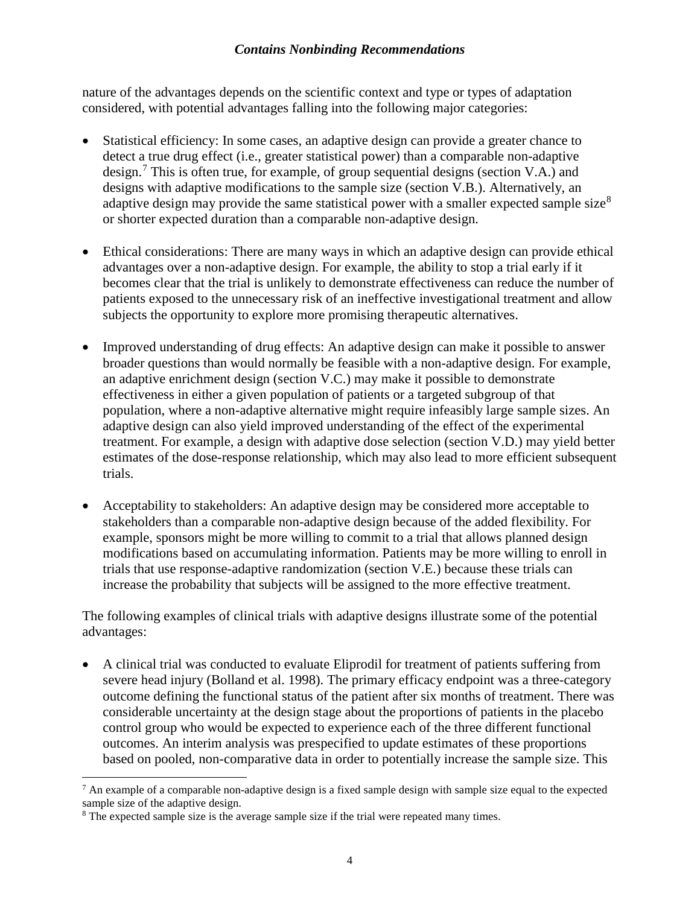nature of the advantages depends on the scientific context and type or types of adaptation considered, with potential advantages falling into the following major categories:

- Statistical efficiency: In some cases, an adaptive design can provide a greater chance to detect a true drug effect (i.e., greater statistical power) than a comparable non-adaptive design.[7] This is often true, for example, of group sequential designs (section V.A.) and designs with adaptive modifications to the sample size (section V.B.). Alternatively, an adaptive design may provide the same statistical power with a smaller expected sample size[8] or shorter expected duration than a comparable non-adaptive design.

- Ethical considerations: There are many ways in which an adaptive design can provide ethical advantages over a non-adaptive design. For example, the ability to stop a trial early if it becomes clear that the trial is unlikely to demonstrate effectiveness can reduce the number of patients exposed to the unnecessary risk of an ineffective investigational treatment and allow subjects the opportunity to explore more promising therapeutic alternatives.

- Improved understanding of drug effects: An adaptive design can make it possible to answer broader questions than would normally be feasible with a non-adaptive design. For example, an adaptive enrichment design (section V.C.) may make it possible to demonstrate effectiveness in either a given population of patients or a targeted subgroup of that population, where a non-adaptive alternative might require infeasibly large sample sizes. An adaptive design can also yield improved understanding of the effect of the experimental treatment. For example, a design with adaptive dose selection (section V.D.) may yield better estimates of the dose-response relationship, which may also lead to more efficient subsequent trials.

- Acceptability to stakeholders: An adaptive design may be considered more acceptable to stakeholders than a comparable non-adaptive design because of the added flexibility. For example, sponsors might be more willing to commit to a trial that allows planned design modifications based on accumulating information. Patients may be more willing to enroll in trials that use response-adaptive randomization (section V.E.) because these trials can increase the probability that subjects will be assigned to the more effective treatment.

The following examples of clinical trials with adaptive designs illustrate some of the potential advantages:

- A clinical trial was conducted to evaluate Eliprodil for treatment of patients suffering from severe head injury (Bolland et al. 1998). The primary efficacy endpoint was a three-category outcome defining the functional status of the patient after six months of treatment. There was considerable uncertainty at the design stage about the proportions of patients in the placebo control group who would be expected to experience each of the three different functional outcomes. An interim analysis was prespecified to update estimates of these proportions based on pooled, non-comparative data in order to potentially increase the sample size. This

---

[7] An example of a comparable non-adaptive design is a fixed sample design with sample size equal to the expected sample size of the adaptive design.

[8] The expected sample size is the average sample size if the trial were repeated many times.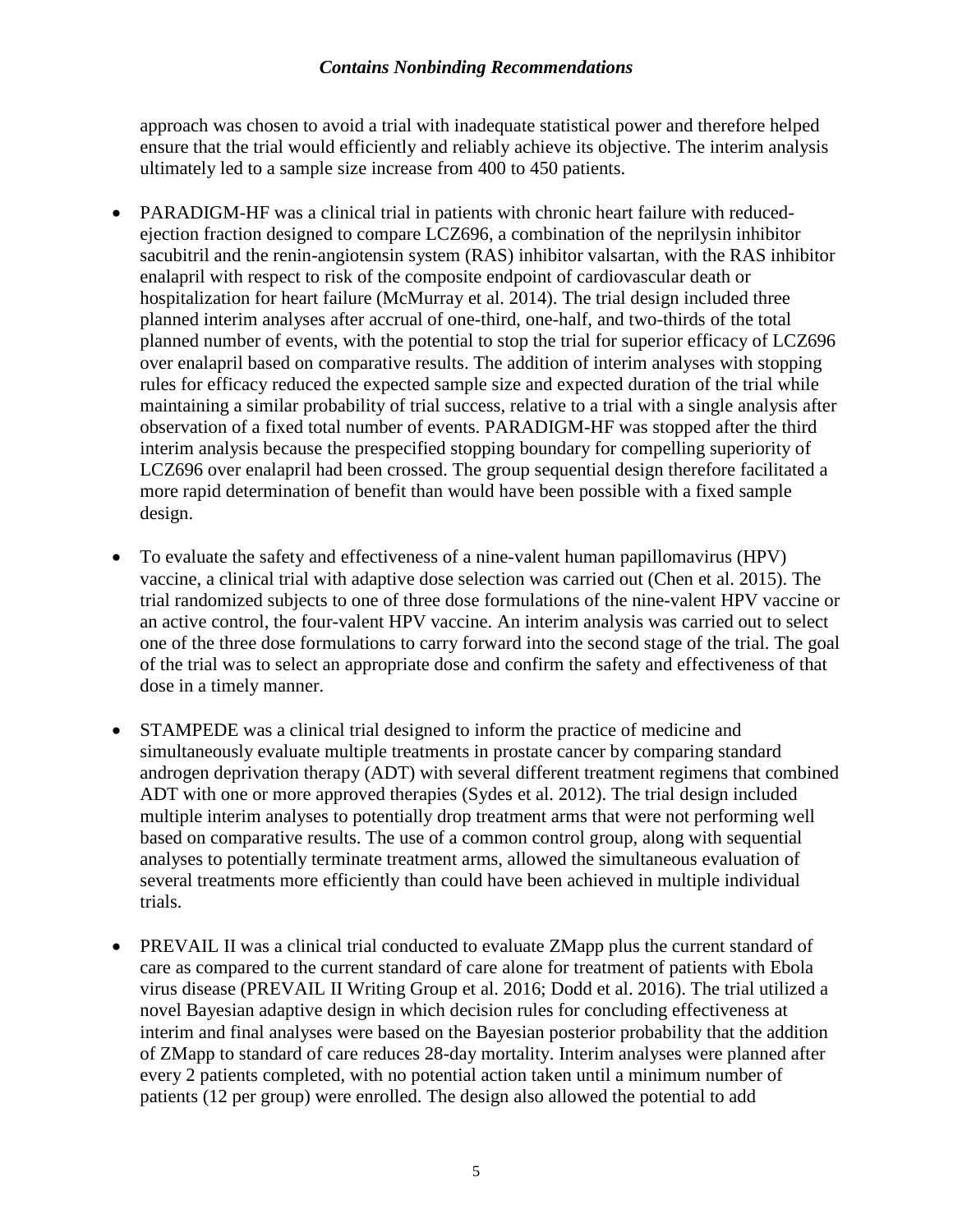approach was chosen to avoid a trial with inadequate statistical power and therefore helped ensure that the trial would efficiently and reliably achieve its objective. The interim analysis ultimately led to a sample size increase from 400 to 450 patients.

- PARADIGM-HF was a clinical trial in patients with chronic heart failure with reduced-ejection fraction designed to compare LCZ696, a combination of the neprilysin inhibitor sacubitril and the renin-angiotensin system (RAS) inhibitor valsartan, with the RAS inhibitor enalapril with respect to risk of the composite endpoint of cardiovascular death or hospitalization for heart failure (McMurray et al. 2014). The trial design included three planned interim analyses after accrual of one-third, one-half, and two-thirds of the total planned number of events, with the potential to stop the trial for superior efficacy of LCZ696 over enalapril based on comparative results. The addition of interim analyses with stopping rules for efficacy reduced the expected sample size and expected duration of the trial while maintaining a similar probability of trial success, relative to a trial with a single analysis after observation of a fixed total number of events. PARADIGM-HF was stopped after the third interim analysis because the prespecified stopping boundary for compelling superiority of LCZ696 over enalapril had been crossed. The group sequential design therefore facilitated a more rapid determination of benefit than would have been possible with a fixed sample design.

- To evaluate the safety and effectiveness of a nine-valent human papillomavirus (HPV) vaccine, a clinical trial with adaptive dose selection was carried out (Chen et al. 2015). The trial randomized subjects to one of three dose formulations of the nine-valent HPV vaccine or an active control, the four-valent HPV vaccine. An interim analysis was carried out to select one of the three dose formulations to carry forward into the second stage of the trial. The goal of the trial was to select an appropriate dose and confirm the safety and effectiveness of that dose in a timely manner.

- STAMPEDE was a clinical trial designed to inform the practice of medicine and simultaneously evaluate multiple treatments in prostate cancer by comparing standard androgen deprivation therapy (ADT) with several different treatment regimens that combined ADT with one or more approved therapies (Sydes et al. 2012). The trial design included multiple interim analyses to potentially drop treatment arms that were not performing well based on comparative results. The use of a common control group, along with sequential analyses to potentially terminate treatment arms, allowed the simultaneous evaluation of several treatments more efficiently than could have been achieved in multiple individual trials.

- PREVAIL II was a clinical trial conducted to evaluate ZMapp plus the current standard of care as compared to the current standard of care alone for treatment of patients with Ebola virus disease (PREVAIL II Writing Group et al. 2016; Dodd et al. 2016). The trial utilized a novel Bayesian adaptive design in which decision rules for concluding effectiveness at interim and final analyses were based on the Bayesian posterior probability that the addition of ZMapp to standard of care reduces 28-day mortality. Interim analyses were planned after every 2 patients completed, with no potential action taken until a minimum number of patients (12 per group) were enrolled. The design also allowed the potential to add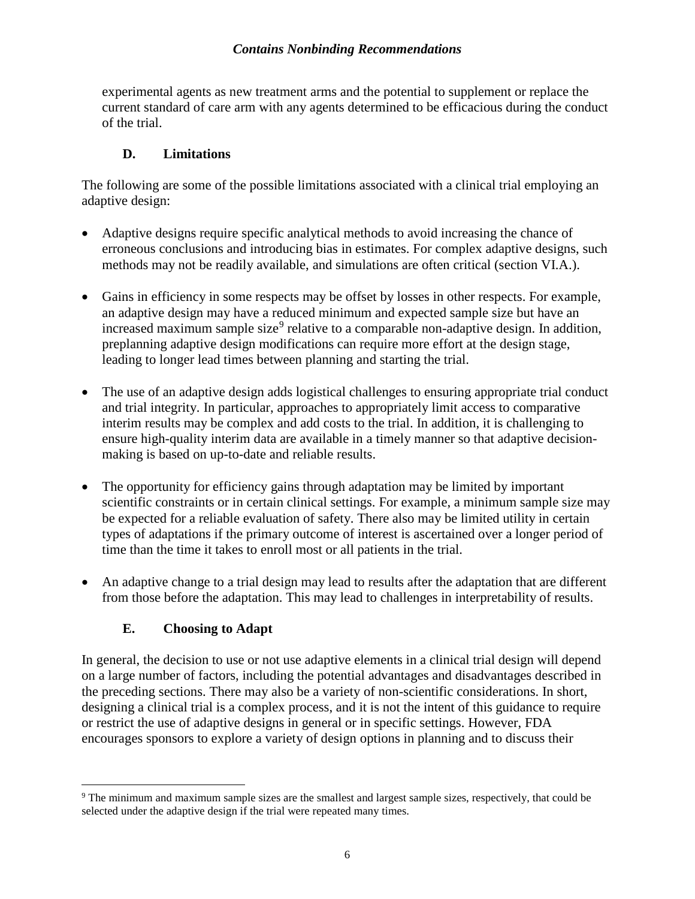experimental agents as new treatment arms and the potential to supplement or replace the current standard of care arm with any agents determined to be efficacious during the conduct of the trial.

### D. Limitations

The following are some of the possible limitations associated with a clinical trial employing an adaptive design:

- Adaptive designs require specific analytical methods to avoid increasing the chance of erroneous conclusions and introducing bias in estimates. For complex adaptive designs, such methods may not be readily available, and simulations are often critical (section VI.A.).

- Gains in efficiency in some respects may be offset by losses in other respects. For example, an adaptive design may have a reduced minimum and expected sample size but have an increased maximum sample size[9] relative to a comparable non-adaptive design. In addition, preplanning adaptive design modifications can require more effort at the design stage, leading to longer lead times between planning and starting the trial.

- The use of an adaptive design adds logistical challenges to ensuring appropriate trial conduct and trial integrity. In particular, approaches to appropriately limit access to comparative interim results may be complex and add costs to the trial. In addition, it is challenging to ensure high-quality interim data are available in a timely manner so that adaptive decision-making is based on up-to-date and reliable results.

- The opportunity for efficiency gains through adaptation may be limited by important scientific constraints or in certain clinical settings. For example, a minimum sample size may be expected for a reliable evaluation of safety. There also may be limited utility in certain types of adaptations if the primary outcome of interest is ascertained over a longer period of time than the time it takes to enroll most or all patients in the trial.

- An adaptive change to a trial design may lead to results after the adaptation that are different from those before the adaptation. This may lead to challenges in interpretability of results.

### E. Choosing to Adapt

In general, the decision to use or not use adaptive elements in a clinical trial design will depend on a large number of factors, including the potential advantages and disadvantages described in the preceding sections. There may also be a variety of non-scientific considerations. In short, designing a clinical trial is a complex process, and it is not the intent of this guidance to require or restrict the use of adaptive designs in general or in specific settings. However, FDA encourages sponsors to explore a variety of design options in planning and to discuss their

---

[9] The minimum and maximum sample sizes are the smallest and largest sample sizes, respectively, that could be selected under the adaptive design if the trial were repeated many times.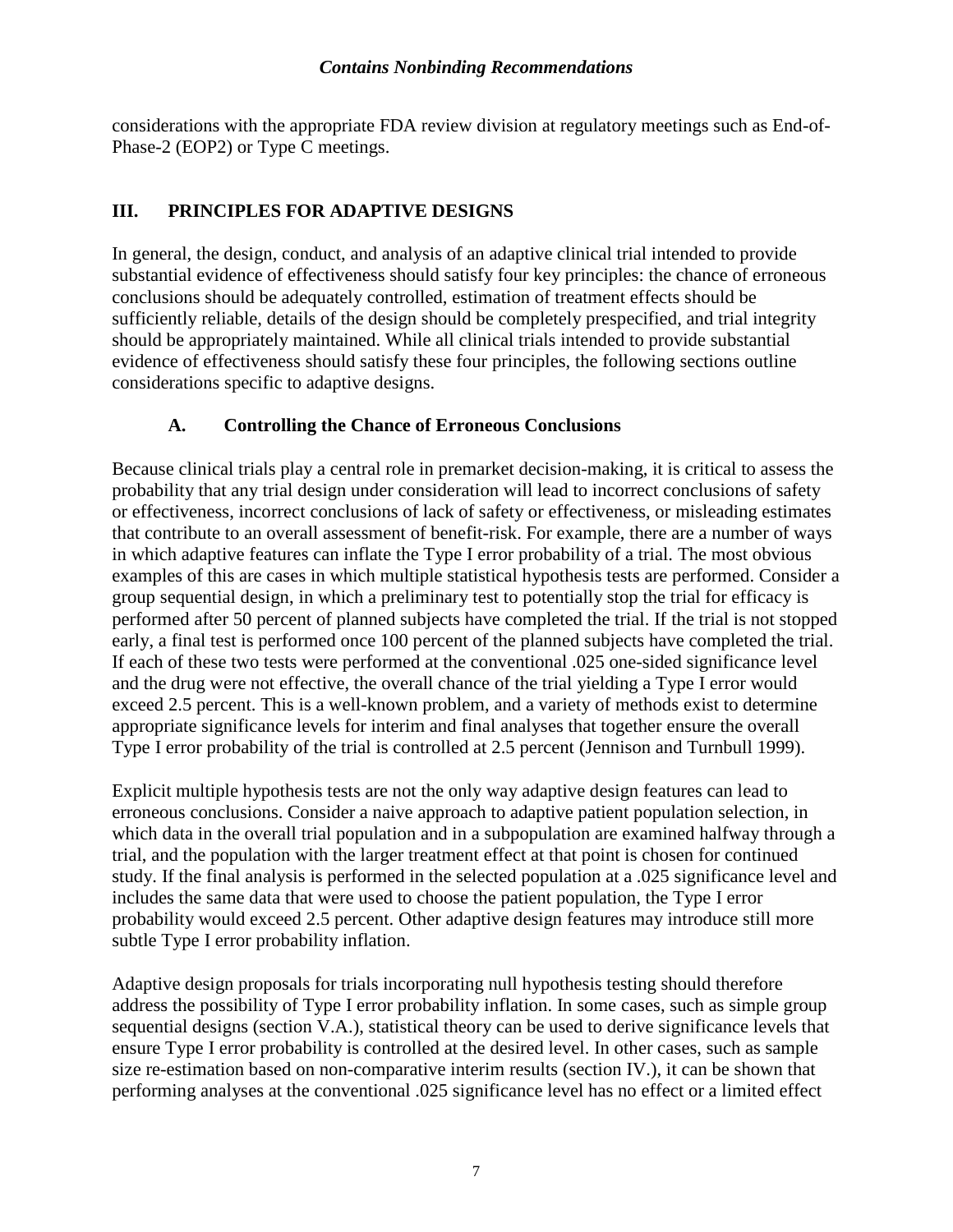considerations with the appropriate FDA review division at regulatory meetings such as End-of-Phase-2 (EOP2) or Type C meetings.

# III. PRINCIPLES FOR ADAPTIVE DESIGNS

In general, the design, conduct, and analysis of an adaptive clinical trial intended to provide substantial evidence of effectiveness should satisfy four key principles: the chance of erroneous conclusions should be adequately controlled, estimation of treatment effects should be sufficiently reliable, details of the design should be completely prespecified, and trial integrity should be appropriately maintained. While all clinical trials intended to provide substantial evidence of effectiveness should satisfy these four principles, the following sections outline considerations specific to adaptive designs.

## A. Controlling the Chance of Erroneous Conclusions

Because clinical trials play a central role in premarket decision-making, it is critical to assess the probability that any trial design under consideration will lead to incorrect conclusions of safety or effectiveness, incorrect conclusions of lack of safety or effectiveness, or misleading estimates that contribute to an overall assessment of benefit-risk. For example, there are a number of ways in which adaptive features can inflate the Type I error probability of a trial. The most obvious examples of this are cases in which multiple statistical hypothesis tests are performed. Consider a group sequential design, in which a preliminary test to potentially stop the trial for efficacy is performed after 50 percent of planned subjects have completed the trial. If the trial is not stopped early, a final test is performed once 100 percent of the planned subjects have completed the trial. If each of these two tests were performed at the conventional .025 one-sided significance level and the drug were not effective, the overall chance of the trial yielding a Type I error would exceed 2.5 percent. This is a well-known problem, and a variety of methods exist to determine appropriate significance levels for interim and final analyses that together ensure the overall Type I error probability of the trial is controlled at 2.5 percent (Jennison and Turnbull 1999).

Explicit multiple hypothesis tests are not the only way adaptive design features can lead to erroneous conclusions. Consider a naive approach to adaptive patient population selection, in which data in the overall trial population and in a subpopulation are examined halfway through a trial, and the population with the larger treatment effect at that point is chosen for continued study. If the final analysis is performed in the selected population at a .025 significance level and includes the same data that were used to choose the patient population, the Type I error probability would exceed 2.5 percent. Other adaptive design features may introduce still more subtle Type I error probability inflation.

Adaptive design proposals for trials incorporating null hypothesis testing should therefore address the possibility of Type I error probability inflation. In some cases, such as simple group sequential designs (section V.A.), statistical theory can be used to derive significance levels that ensure Type I error probability is controlled at the desired level. In other cases, such as sample size re-estimation based on non-comparative interim results (section IV.), it can be shown that performing analyses at the conventional .025 significance level has no effect or a limited effect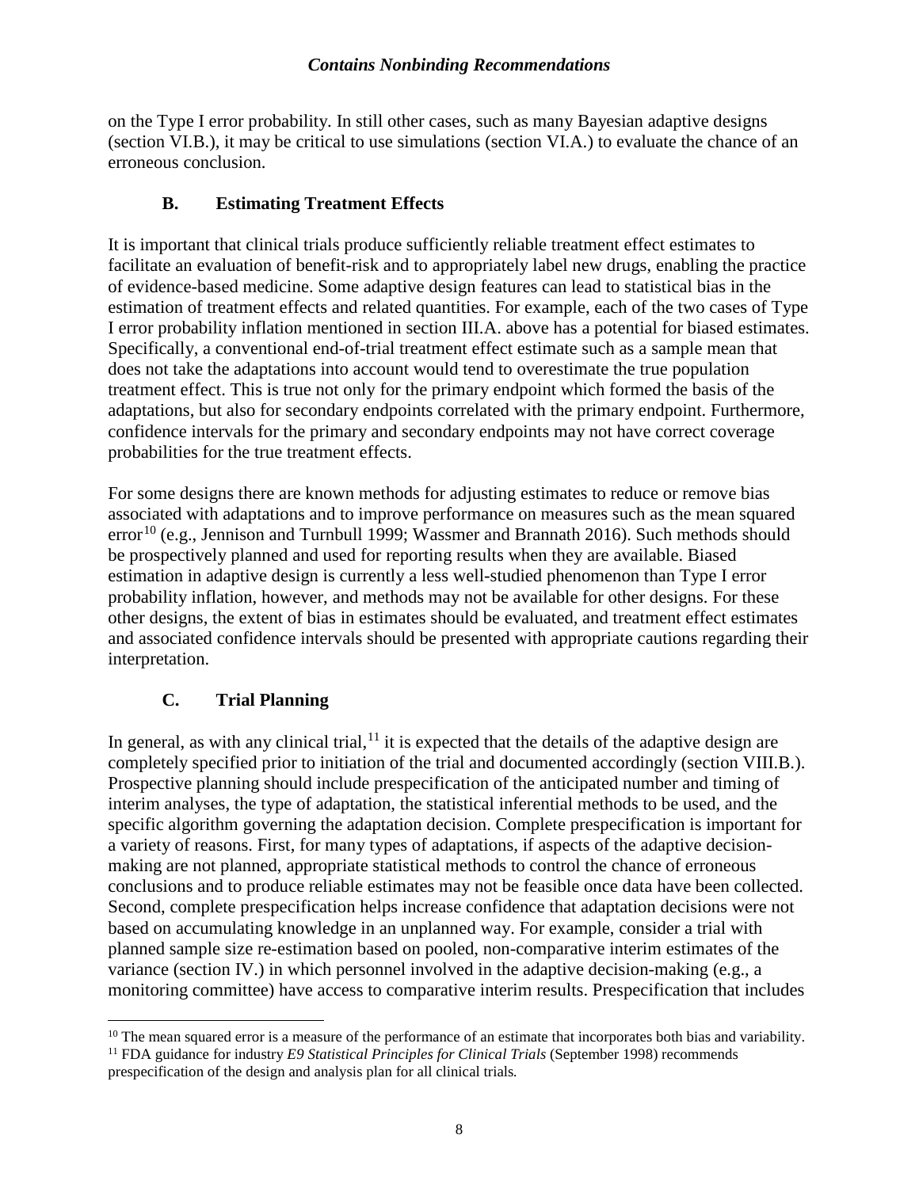on the Type I error probability. In still other cases, such as many Bayesian adaptive designs (section VI.B.), it may be critical to use simulations (section VI.A.) to evaluate the chance of an erroneous conclusion.

### B. Estimating Treatment Effects

It is important that clinical trials produce sufficiently reliable treatment effect estimates to facilitate an evaluation of benefit-risk and to appropriately label new drugs, enabling the practice of evidence-based medicine. Some adaptive design features can lead to statistical bias in the estimation of treatment effects and related quantities. For example, each of the two cases of Type I error probability inflation mentioned in section III.A. above has a potential for biased estimates. Specifically, a conventional end-of-trial treatment effect estimate such as a sample mean that does not take the adaptations into account would tend to overestimate the true population treatment effect. This is true not only for the primary endpoint which formed the basis of the adaptations, but also for secondary endpoints correlated with the primary endpoint. Furthermore, confidence intervals for the primary and secondary endpoints may not have correct coverage probabilities for the true treatment effects.

For some designs there are known methods for adjusting estimates to reduce or remove bias associated with adaptations and to improve performance on measures such as the mean squared error[10] (e.g., Jennison and Turnbull 1999; Wassmer and Brannath 2016). Such methods should be prospectively planned and used for reporting results when they are available. Biased estimation in adaptive design is currently a less well-studied phenomenon than Type I error probability inflation, however, and methods may not be available for other designs. For these other designs, the extent of bias in estimates should be evaluated, and treatment effect estimates and associated confidence intervals should be presented with appropriate cautions regarding their interpretation.

### C. Trial Planning

In general, as with any clinical trial,[11] it is expected that the details of the adaptive design are completely specified prior to initiation of the trial and documented accordingly (section VIII.B.). Prospective planning should include prespecification of the anticipated number and timing of interim analyses, the type of adaptation, the statistical inferential methods to be used, and the specific algorithm governing the adaptation decision. Complete prespecification is important for a variety of reasons. First, for many types of adaptations, if aspects of the adaptive decision-making are not planned, appropriate statistical methods to control the chance of erroneous conclusions and to produce reliable estimates may not be feasible once data have been collected. Second, complete prespecification helps increase confidence that adaptation decisions were not based on accumulating knowledge in an unplanned way. For example, consider a trial with planned sample size re-estimation based on pooled, non-comparative interim estimates of the variance (section IV.) in which personnel involved in the adaptive decision-making (e.g., a monitoring committee) have access to comparative interim results. Prespecification that includes

---

[10] The mean squared error is a measure of the performance of an estimate that incorporates both bias and variability.

[11] FDA guidance for industry *E9 Statistical Principles for Clinical Trials* (September 1998) recommends prespecification of the design and analysis plan for all clinical trials.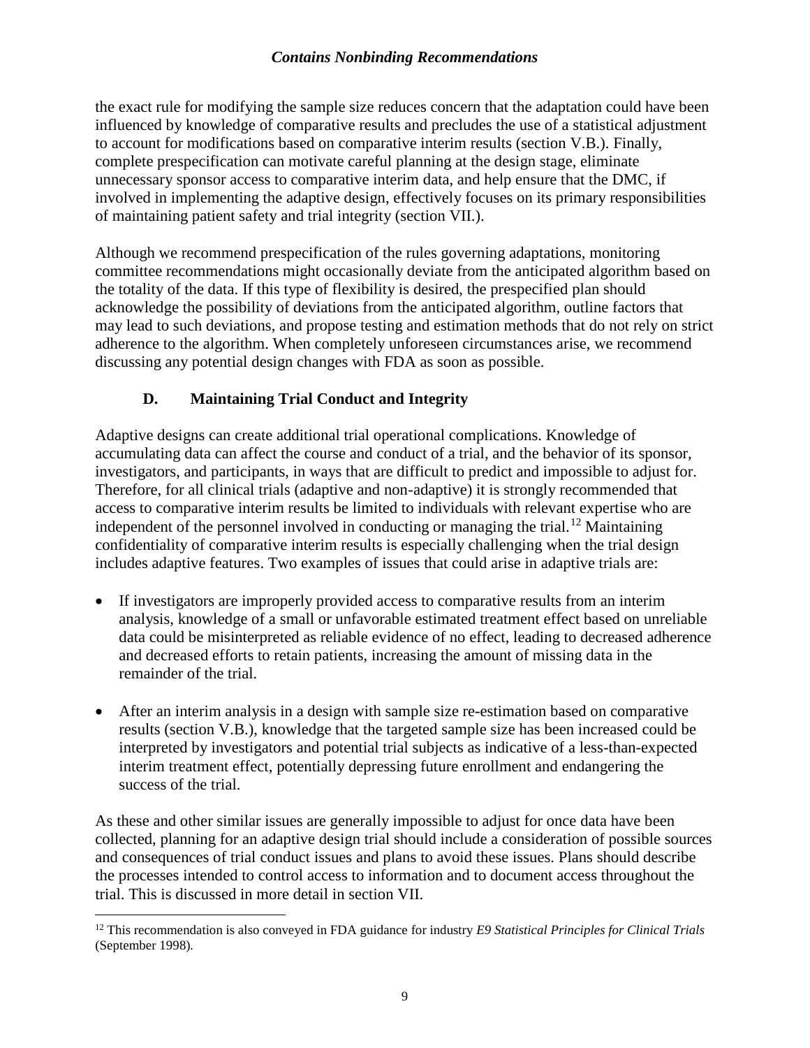the exact rule for modifying the sample size reduces concern that the adaptation could have been influenced by knowledge of comparative results and precludes the use of a statistical adjustment to account for modifications based on comparative interim results (section V.B.). Finally, complete prespecification can motivate careful planning at the design stage, eliminate unnecessary sponsor access to comparative interim data, and help ensure that the DMC, if involved in implementing the adaptive design, effectively focuses on its primary responsibilities of maintaining patient safety and trial integrity (section VII.).

Although we recommend prespecification of the rules governing adaptations, monitoring committee recommendations might occasionally deviate from the anticipated algorithm based on the totality of the data. If this type of flexibility is desired, the prespecified plan should acknowledge the possibility of deviations from the anticipated algorithm, outline factors that may lead to such deviations, and propose testing and estimation methods that do not rely on strict adherence to the algorithm. When completely unforeseen circumstances arise, we recommend discussing any potential design changes with FDA as soon as possible.

### D. Maintaining Trial Conduct and Integrity

Adaptive designs can create additional trial operational complications. Knowledge of accumulating data can affect the course and conduct of a trial, and the behavior of its sponsor, investigators, and participants, in ways that are difficult to predict and impossible to adjust for. Therefore, for all clinical trials (adaptive and non-adaptive) it is strongly recommended that access to comparative interim results be limited to individuals with relevant expertise who are independent of the personnel involved in conducting or managing the trial.[12] Maintaining confidentiality of comparative interim results is especially challenging when the trial design includes adaptive features. Two examples of issues that could arise in adaptive trials are:

- If investigators are improperly provided access to comparative results from an interim analysis, knowledge of a small or unfavorable estimated treatment effect based on unreliable data could be misinterpreted as reliable evidence of no effect, leading to decreased adherence and decreased efforts to retain patients, increasing the amount of missing data in the remainder of the trial.

- After an interim analysis in a design with sample size re-estimation based on comparative results (section V.B.), knowledge that the targeted sample size has been increased could be interpreted by investigators and potential trial subjects as indicative of a less-than-expected interim treatment effect, potentially depressing future enrollment and endangering the success of the trial.

As these and other similar issues are generally impossible to adjust for once data have been collected, planning for an adaptive design trial should include a consideration of possible sources and consequences of trial conduct issues and plans to avoid these issues. Plans should describe the processes intended to control access to information and to document access throughout the trial. This is discussed in more detail in section VII.

[12] This recommendation is also conveyed in FDA guidance for industry *E9 Statistical Principles for Clinical Trials* (September 1998).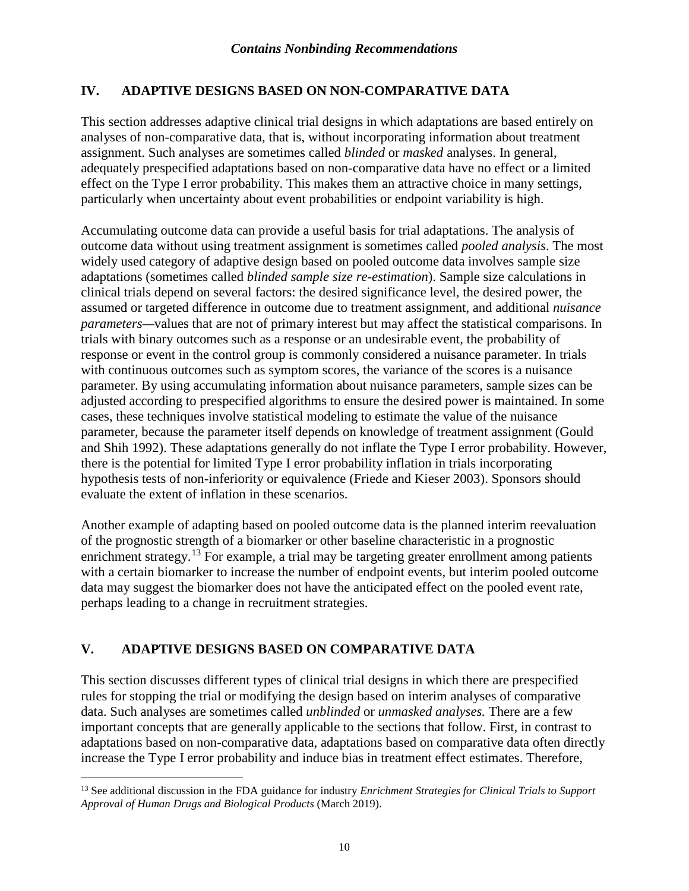*Contains Nonbinding Recommendations*

## IV. ADAPTIVE DESIGNS BASED ON NON-COMPARATIVE DATA

This section addresses adaptive clinical trial designs in which adaptations are based entirely on analyses of non-comparative data, that is, without incorporating information about treatment assignment. Such analyses are sometimes called *blinded* or *masked* analyses. In general, adequately prespecified adaptations based on non-comparative data have no effect or a limited effect on the Type I error probability. This makes them an attractive choice in many settings, particularly when uncertainty about event probabilities or endpoint variability is high.

Accumulating outcome data can provide a useful basis for trial adaptations. The analysis of outcome data without using treatment assignment is sometimes called *pooled analysis*. The most widely used category of adaptive design based on pooled outcome data involves sample size adaptations (sometimes called *blinded sample size re-estimation*). Sample size calculations in clinical trials depend on several factors: the desired significance level, the desired power, the assumed or targeted difference in outcome due to treatment assignment, and additional *nuisance parameters*—values that are not of primary interest but may affect the statistical comparisons. In trials with binary outcomes such as a response or an undesirable event, the probability of response or event in the control group is commonly considered a nuisance parameter. In trials with continuous outcomes such as symptom scores, the variance of the scores is a nuisance parameter. By using accumulating information about nuisance parameters, sample sizes can be adjusted according to prespecified algorithms to ensure the desired power is maintained. In some cases, these techniques involve statistical modeling to estimate the value of the nuisance parameter, because the parameter itself depends on knowledge of treatment assignment (Gould and Shih 1992). These adaptations generally do not inflate the Type I error probability. However, there is the potential for limited Type I error probability inflation in trials incorporating hypothesis tests of non-inferiority or equivalence (Friede and Kieser 2003). Sponsors should evaluate the extent of inflation in these scenarios.

Another example of adapting based on pooled outcome data is the planned interim reevaluation of the prognostic strength of a biomarker or other baseline characteristic in a prognostic enrichment strategy.[13] For example, a trial may be targeting greater enrollment among patients with a certain biomarker to increase the number of endpoint events, but interim pooled outcome data may suggest the biomarker does not have the anticipated effect on the pooled event rate, perhaps leading to a change in recruitment strategies.

## V. ADAPTIVE DESIGNS BASED ON COMPARATIVE DATA

This section discusses different types of clinical trial designs in which there are prespecified rules for stopping the trial or modifying the design based on interim analyses of comparative data. Such analyses are sometimes called *unblinded* or *unmasked analyses.* There are a few important concepts that are generally applicable to the sections that follow. First, in contrast to adaptations based on non-comparative data, adaptations based on comparative data often directly increase the Type I error probability and induce bias in treatment effect estimates. Therefore,

---

[13] See additional discussion in the FDA guidance for industry *Enrichment Strategies for Clinical Trials to Support Approval of Human Drugs and Biological Products* (March 2019).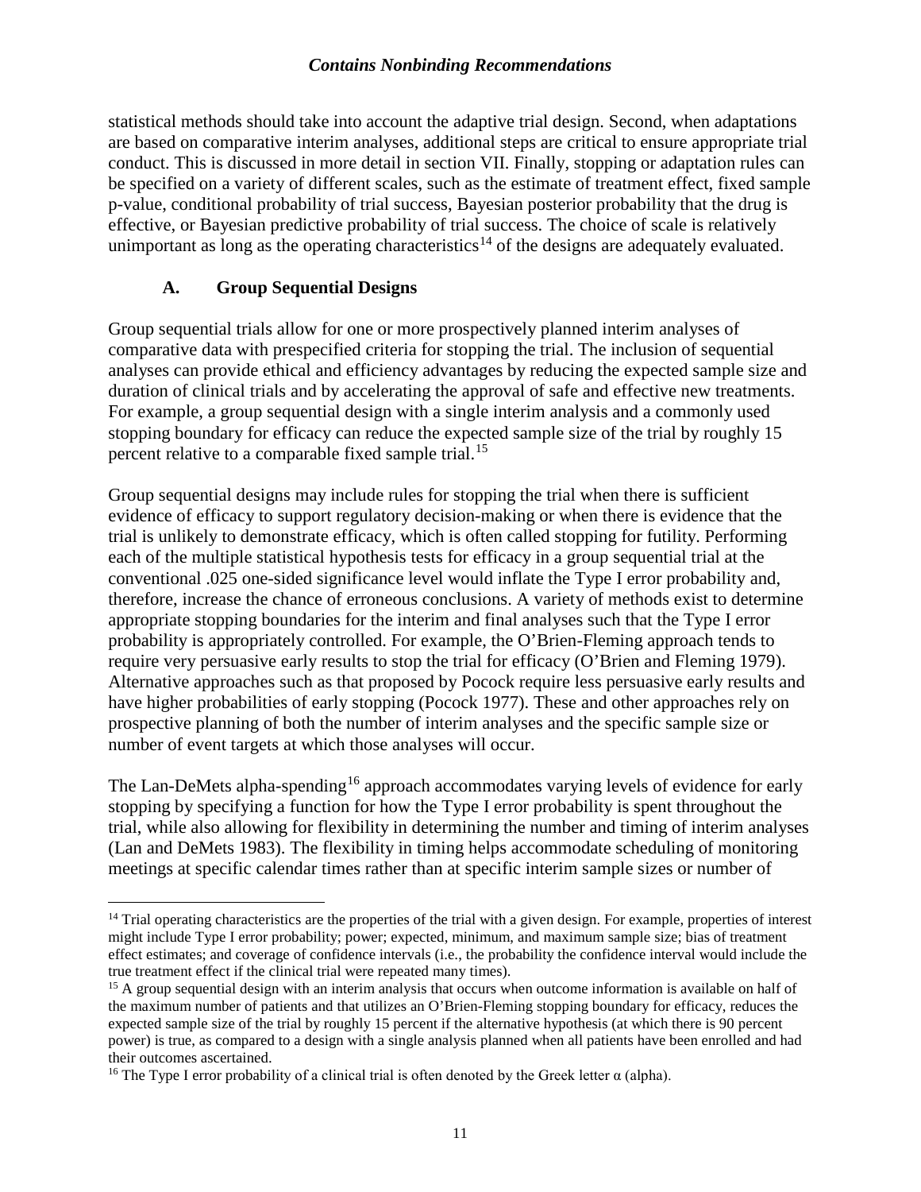statistical methods should take into account the adaptive trial design. Second, when adaptations are based on comparative interim analyses, additional steps are critical to ensure appropriate trial conduct. This is discussed in more detail in section VII. Finally, stopping or adaptation rules can be specified on a variety of different scales, such as the estimate of treatment effect, fixed sample p-value, conditional probability of trial success, Bayesian posterior probability that the drug is effective, or Bayesian predictive probability of trial success. The choice of scale is relatively unimportant as long as the operating characteristics[14] of the designs are adequately evaluated.

### A. Group Sequential Designs

Group sequential trials allow for one or more prospectively planned interim analyses of comparative data with prespecified criteria for stopping the trial. The inclusion of sequential analyses can provide ethical and efficiency advantages by reducing the expected sample size and duration of clinical trials and by accelerating the approval of safe and effective new treatments. For example, a group sequential design with a single interim analysis and a commonly used stopping boundary for efficacy can reduce the expected sample size of the trial by roughly 15 percent relative to a comparable fixed sample trial.[15]

Group sequential designs may include rules for stopping the trial when there is sufficient evidence of efficacy to support regulatory decision-making or when there is evidence that the trial is unlikely to demonstrate efficacy, which is often called stopping for futility. Performing each of the multiple statistical hypothesis tests for efficacy in a group sequential trial at the conventional .025 one-sided significance level would inflate the Type I error probability and, therefore, increase the chance of erroneous conclusions. A variety of methods exist to determine appropriate stopping boundaries for the interim and final analyses such that the Type I error probability is appropriately controlled. For example, the O'Brien-Fleming approach tends to require very persuasive early results to stop the trial for efficacy (O'Brien and Fleming 1979). Alternative approaches such as that proposed by Pocock require less persuasive early results and have higher probabilities of early stopping (Pocock 1977). These and other approaches rely on prospective planning of both the number of interim analyses and the specific sample size or number of event targets at which those analyses will occur.

The Lan-DeMets alpha-spending[16] approach accommodates varying levels of evidence for early stopping by specifying a function for how the Type I error probability is spent throughout the trial, while also allowing for flexibility in determining the number and timing of interim analyses (Lan and DeMets 1983). The flexibility in timing helps accommodate scheduling of monitoring meetings at specific calendar times rather than at specific interim sample sizes or number of

---

[14] Trial operating characteristics are the properties of the trial with a given design. For example, properties of interest might include Type I error probability; power; expected, minimum, and maximum sample size; bias of treatment effect estimates; and coverage of confidence intervals (i.e., the probability the confidence interval would include the true treatment effect if the clinical trial were repeated many times).

[15] A group sequential design with an interim analysis that occurs when outcome information is available on half of the maximum number of patients and that utilizes an O'Brien-Fleming stopping boundary for efficacy, reduces the expected sample size of the trial by roughly 15 percent if the alternative hypothesis (at which there is 90 percent power) is true, as compared to a design with a single analysis planned when all patients have been enrolled and had their outcomes ascertained.

[16] The Type I error probability of a clinical trial is often denoted by the Greek letter $\alpha$ (alpha).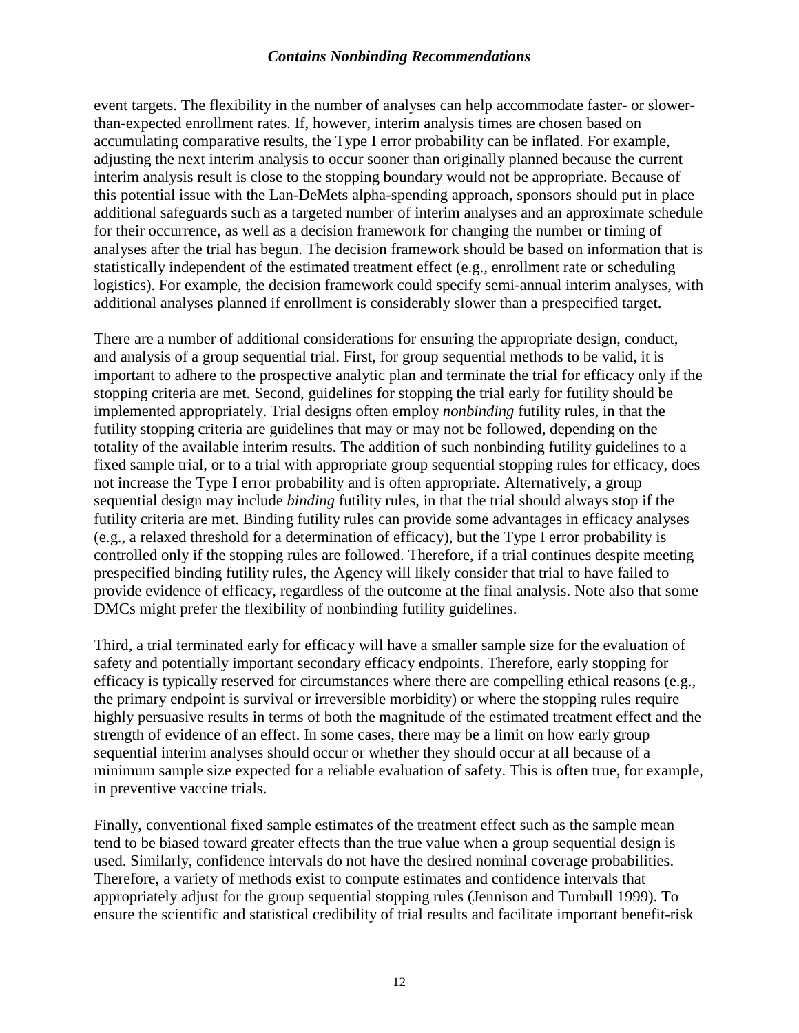event targets. The flexibility in the number of analyses can help accommodate faster- or slower-than-expected enrollment rates. If, however, interim analysis times are chosen based on accumulating comparative results, the Type I error probability can be inflated. For example, adjusting the next interim analysis to occur sooner than originally planned because the current interim analysis result is close to the stopping boundary would not be appropriate. Because of this potential issue with the Lan-DeMets alpha-spending approach, sponsors should put in place additional safeguards such as a targeted number of interim analyses and an approximate schedule for their occurrence, as well as a decision framework for changing the number or timing of analyses after the trial has begun. The decision framework should be based on information that is statistically independent of the estimated treatment effect (e.g., enrollment rate or scheduling logistics). For example, the decision framework could specify semi-annual interim analyses, with additional analyses planned if enrollment is considerably slower than a prespecified target.

There are a number of additional considerations for ensuring the appropriate design, conduct, and analysis of a group sequential trial. First, for group sequential methods to be valid, it is important to adhere to the prospective analytic plan and terminate the trial for efficacy only if the stopping criteria are met. Second, guidelines for stopping the trial early for futility should be implemented appropriately. Trial designs often employ *nonbinding* futility rules, in that the futility stopping criteria are guidelines that may or may not be followed, depending on the totality of the available interim results. The addition of such nonbinding futility guidelines to a fixed sample trial, or to a trial with appropriate group sequential stopping rules for efficacy, does not increase the Type I error probability and is often appropriate. Alternatively, a group sequential design may include *binding* futility rules, in that the trial should always stop if the futility criteria are met. Binding futility rules can provide some advantages in efficacy analyses (e.g., a relaxed threshold for a determination of efficacy), but the Type I error probability is controlled only if the stopping rules are followed. Therefore, if a trial continues despite meeting prespecified binding futility rules, the Agency will likely consider that trial to have failed to provide evidence of efficacy, regardless of the outcome at the final analysis. Note also that some DMCs might prefer the flexibility of nonbinding futility guidelines.

Third, a trial terminated early for efficacy will have a smaller sample size for the evaluation of safety and potentially important secondary efficacy endpoints. Therefore, early stopping for efficacy is typically reserved for circumstances where there are compelling ethical reasons (e.g., the primary endpoint is survival or irreversible morbidity) or where the stopping rules require highly persuasive results in terms of both the magnitude of the estimated treatment effect and the strength of evidence of an effect. In some cases, there may be a limit on how early group sequential interim analyses should occur or whether they should occur at all because of a minimum sample size expected for a reliable evaluation of safety. This is often true, for example, in preventive vaccine trials.

Finally, conventional fixed sample estimates of the treatment effect such as the sample mean tend to be biased toward greater effects than the true value when a group sequential design is used. Similarly, confidence intervals do not have the desired nominal coverage probabilities. Therefore, a variety of methods exist to compute estimates and confidence intervals that appropriately adjust for the group sequential stopping rules (Jennison and Turnbull 1999). To ensure the scientific and statistical credibility of trial results and facilitate important benefit-risk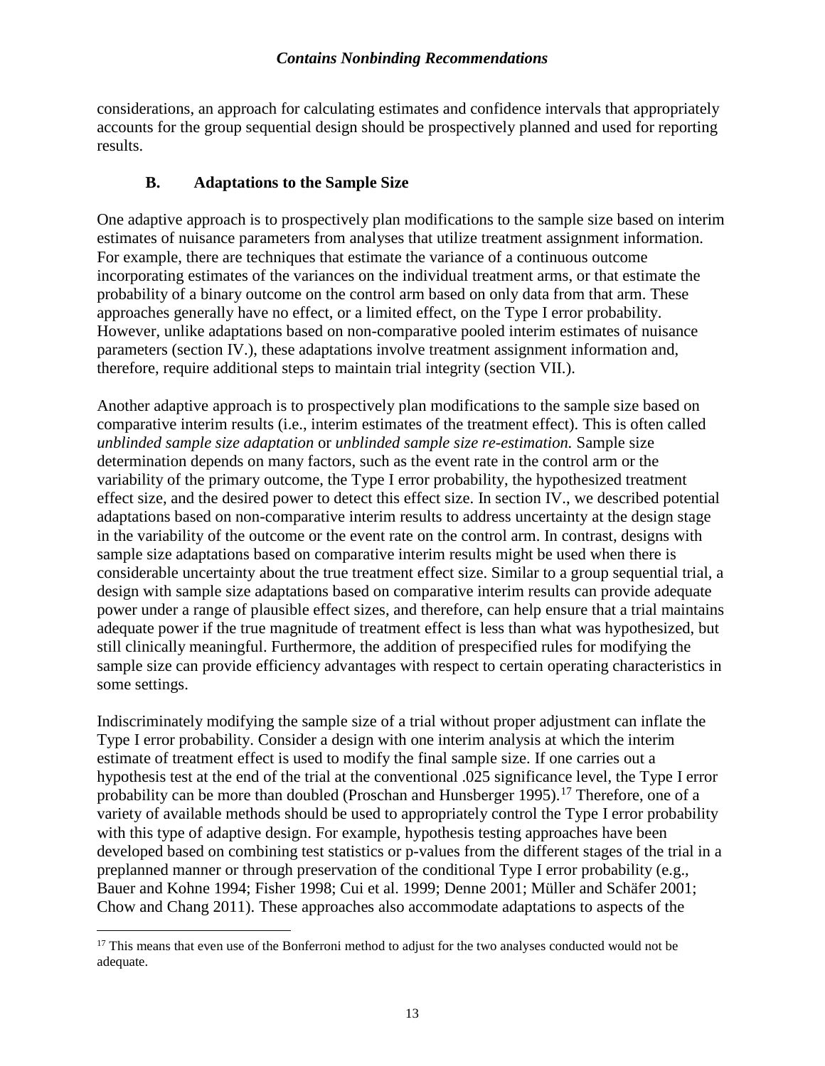considerations, an approach for calculating estimates and confidence intervals that appropriately accounts for the group sequential design should be prospectively planned and used for reporting results.

### B. Adaptations to the Sample Size

One adaptive approach is to prospectively plan modifications to the sample size based on interim estimates of nuisance parameters from analyses that utilize treatment assignment information. For example, there are techniques that estimate the variance of a continuous outcome incorporating estimates of the variances on the individual treatment arms, or that estimate the probability of a binary outcome on the control arm based on only data from that arm. These approaches generally have no effect, or a limited effect, on the Type I error probability. However, unlike adaptations based on non-comparative pooled interim estimates of nuisance parameters (section IV.), these adaptations involve treatment assignment information and, therefore, require additional steps to maintain trial integrity (section VII.).

Another adaptive approach is to prospectively plan modifications to the sample size based on comparative interim results (i.e., interim estimates of the treatment effect). This is often called *unblinded sample size adaptation* or *unblinded sample size re-estimation.* Sample size determination depends on many factors, such as the event rate in the control arm or the variability of the primary outcome, the Type I error probability, the hypothesized treatment effect size, and the desired power to detect this effect size. In section IV., we described potential adaptations based on non-comparative interim results to address uncertainty at the design stage in the variability of the outcome or the event rate on the control arm. In contrast, designs with sample size adaptations based on comparative interim results might be used when there is considerable uncertainty about the true treatment effect size. Similar to a group sequential trial, a design with sample size adaptations based on comparative interim results can provide adequate power under a range of plausible effect sizes, and therefore, can help ensure that a trial maintains adequate power if the true magnitude of treatment effect is less than what was hypothesized, but still clinically meaningful. Furthermore, the addition of prespecified rules for modifying the sample size can provide efficiency advantages with respect to certain operating characteristics in some settings.

Indiscriminately modifying the sample size of a trial without proper adjustment can inflate the Type I error probability. Consider a design with one interim analysis at which the interim estimate of treatment effect is used to modify the final sample size. If one carries out a hypothesis test at the end of the trial at the conventional .025 significance level, the Type I error probability can be more than doubled (Proschan and Hunsberger 1995).[17] Therefore, one of a variety of available methods should be used to appropriately control the Type I error probability with this type of adaptive design. For example, hypothesis testing approaches have been developed based on combining test statistics or p-values from the different stages of the trial in a preplanned manner or through preservation of the conditional Type I error probability (e.g., Bauer and Kohne 1994; Fisher 1998; Cui et al. 1999; Denne 2001; Müller and Schäfer 2001; Chow and Chang 2011). These approaches also accommodate adaptations to aspects of the

[17] This means that even use of the Bonferroni method to adjust for the two analyses conducted would not be adequate.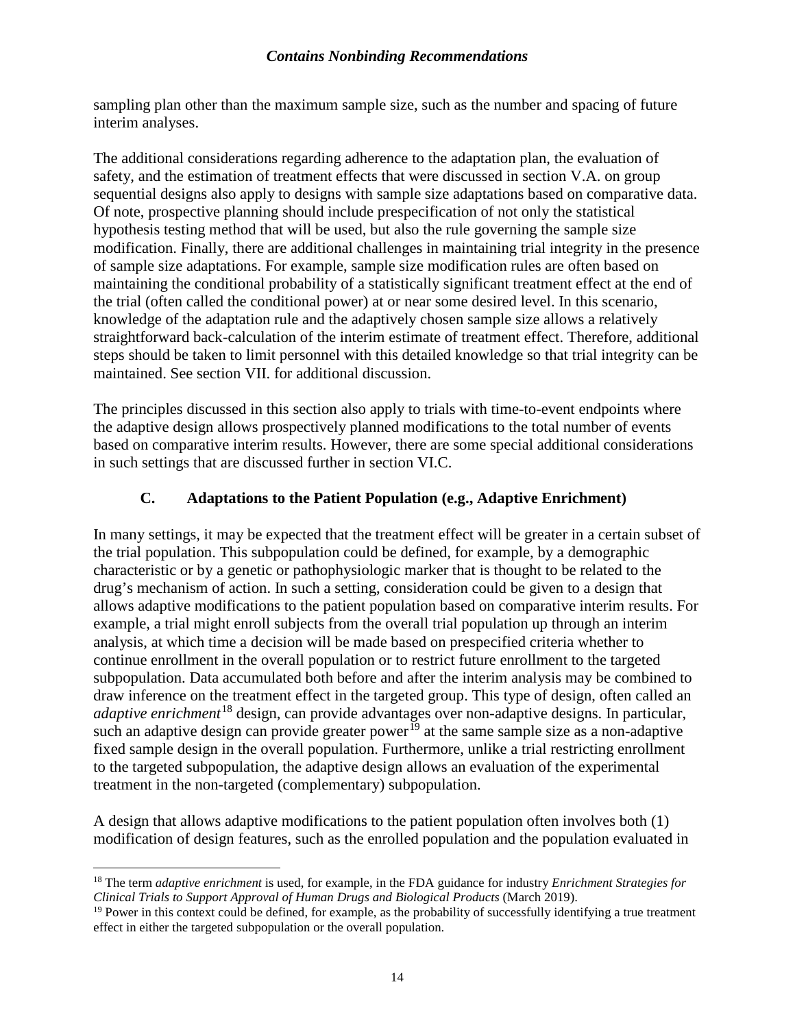sampling plan other than the maximum sample size, such as the number and spacing of future interim analyses.

The additional considerations regarding adherence to the adaptation plan, the evaluation of safety, and the estimation of treatment effects that were discussed in section V.A. on group sequential designs also apply to designs with sample size adaptations based on comparative data. Of note, prospective planning should include prespecification of not only the statistical hypothesis testing method that will be used, but also the rule governing the sample size modification. Finally, there are additional challenges in maintaining trial integrity in the presence of sample size adaptations. For example, sample size modification rules are often based on maintaining the conditional probability of a statistically significant treatment effect at the end of the trial (often called the conditional power) at or near some desired level. In this scenario, knowledge of the adaptation rule and the adaptively chosen sample size allows a relatively straightforward back-calculation of the interim estimate of treatment effect. Therefore, additional steps should be taken to limit personnel with this detailed knowledge so that trial integrity can be maintained. See section VII. for additional discussion.

The principles discussed in this section also apply to trials with time-to-event endpoints where the adaptive design allows prospectively planned modifications to the total number of events based on comparative interim results. However, there are some special additional considerations in such settings that are discussed further in section VI.C.

### C. Adaptations to the Patient Population (e.g., Adaptive Enrichment)

In many settings, it may be expected that the treatment effect will be greater in a certain subset of the trial population. This subpopulation could be defined, for example, by a demographic characteristic or by a genetic or pathophysiologic marker that is thought to be related to the drug's mechanism of action. In such a setting, consideration could be given to a design that allows adaptive modifications to the patient population based on comparative interim results. For example, a trial might enroll subjects from the overall trial population up through an interim analysis, at which time a decision will be made based on prespecified criteria whether to continue enrollment in the overall population or to restrict future enrollment to the targeted subpopulation. Data accumulated both before and after the interim analysis may be combined to draw inference on the treatment effect in the targeted group. This type of design, often called an *adaptive enrichment*[18] design, can provide advantages over non-adaptive designs. In particular, such an adaptive design can provide greater power[19] at the same sample size as a non-adaptive fixed sample design in the overall population. Furthermore, unlike a trial restricting enrollment to the targeted subpopulation, the adaptive design allows an evaluation of the experimental treatment in the non-targeted (complementary) subpopulation.

A design that allows adaptive modifications to the patient population often involves both (1) modification of design features, such as the enrolled population and the population evaluated in

---

[18] The term *adaptive enrichment* is used, for example, in the FDA guidance for industry *Enrichment Strategies for Clinical Trials to Support Approval of Human Drugs and Biological Products* (March 2019).

[19] Power in this context could be defined, for example, as the probability of successfully identifying a true treatment effect in either the targeted subpopulation or the overall population.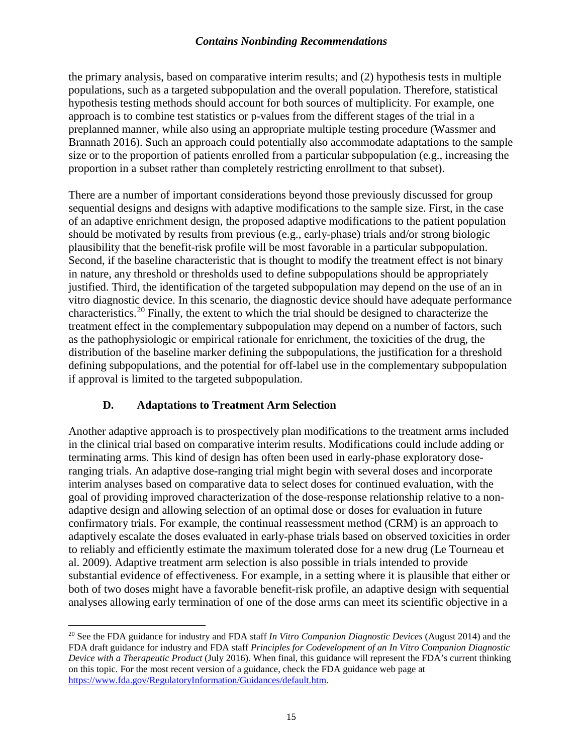the primary analysis, based on comparative interim results; and (2) hypothesis tests in multiple populations, such as a targeted subpopulation and the overall population. Therefore, statistical hypothesis testing methods should account for both sources of multiplicity. For example, one approach is to combine test statistics or p-values from the different stages of the trial in a preplanned manner, while also using an appropriate multiple testing procedure (Wassmer and Brannath 2016). Such an approach could potentially also accommodate adaptations to the sample size or to the proportion of patients enrolled from a particular subpopulation (e.g., increasing the proportion in a subset rather than completely restricting enrollment to that subset).

There are a number of important considerations beyond those previously discussed for group sequential designs and designs with adaptive modifications to the sample size. First, in the case of an adaptive enrichment design, the proposed adaptive modifications to the patient population should be motivated by results from previous (e.g., early-phase) trials and/or strong biologic plausibility that the benefit-risk profile will be most favorable in a particular subpopulation. Second, if the baseline characteristic that is thought to modify the treatment effect is not binary in nature, any threshold or thresholds used to define subpopulations should be appropriately justified. Third, the identification of the targeted subpopulation may depend on the use of an in vitro diagnostic device. In this scenario, the diagnostic device should have adequate performance characteristics.[20] Finally, the extent to which the trial should be designed to characterize the treatment effect in the complementary subpopulation may depend on a number of factors, such as the pathophysiologic or empirical rationale for enrichment, the toxicities of the drug, the distribution of the baseline marker defining the subpopulations, the justification for a threshold defining subpopulations, and the potential for off-label use in the complementary subpopulation if approval is limited to the targeted subpopulation.

### D. Adaptations to Treatment Arm Selection

Another adaptive approach is to prospectively plan modifications to the treatment arms included in the clinical trial based on comparative interim results. Modifications could include adding or terminating arms. This kind of design has often been used in early-phase exploratory dose-ranging trials. An adaptive dose-ranging trial might begin with several doses and incorporate interim analyses based on comparative data to select doses for continued evaluation, with the goal of providing improved characterization of the dose-response relationship relative to a non-adaptive design and allowing selection of an optimal dose or doses for evaluation in future confirmatory trials. For example, the continual reassessment method (CRM) is an approach to adaptively escalate the doses evaluated in early-phase trials based on observed toxicities in order to reliably and efficiently estimate the maximum tolerated dose for a new drug (Le Tourneau et al. 2009). Adaptive treatment arm selection is also possible in trials intended to provide substantial evidence of effectiveness. For example, in a setting where it is plausible that either or both of two doses might have a favorable benefit-risk profile, an adaptive design with sequential analyses allowing early termination of one of the dose arms can meet its scientific objective in a

---

[20] See the FDA guidance for industry and FDA staff *In Vitro Companion Diagnostic Devices* (August 2014) and the FDA draft guidance for industry and FDA staff *Principles for Codevelopment of an In Vitro Companion Diagnostic Device with a Therapeutic Product* (July 2016). When final, this guidance will represent the FDA's current thinking on this topic. For the most recent version of a guidance, check the FDA guidance web page at https://www.fda.gov/RegulatoryInformation/Guidances/default.htm.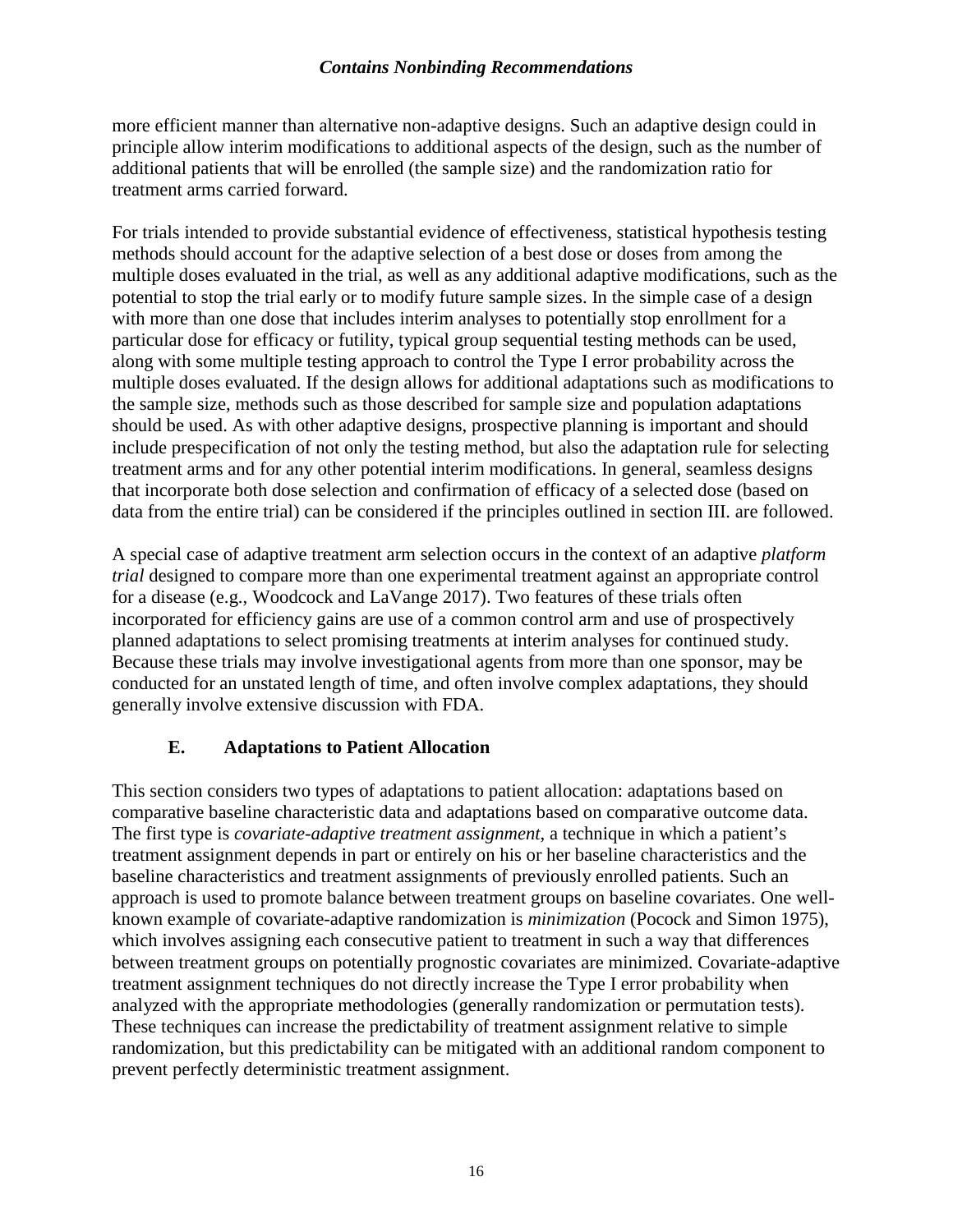more efficient manner than alternative non-adaptive designs. Such an adaptive design could in principle allow interim modifications to additional aspects of the design, such as the number of additional patients that will be enrolled (the sample size) and the randomization ratio for treatment arms carried forward.

For trials intended to provide substantial evidence of effectiveness, statistical hypothesis testing methods should account for the adaptive selection of a best dose or doses from among the multiple doses evaluated in the trial, as well as any additional adaptive modifications, such as the potential to stop the trial early or to modify future sample sizes. In the simple case of a design with more than one dose that includes interim analyses to potentially stop enrollment for a particular dose for efficacy or futility, typical group sequential testing methods can be used, along with some multiple testing approach to control the Type I error probability across the multiple doses evaluated. If the design allows for additional adaptations such as modifications to the sample size, methods such as those described for sample size and population adaptations should be used. As with other adaptive designs, prospective planning is important and should include prespecification of not only the testing method, but also the adaptation rule for selecting treatment arms and for any other potential interim modifications. In general, seamless designs that incorporate both dose selection and confirmation of efficacy of a selected dose (based on data from the entire trial) can be considered if the principles outlined in section III. are followed.

A special case of adaptive treatment arm selection occurs in the context of an adaptive *platform trial* designed to compare more than one experimental treatment against an appropriate control for a disease (e.g., Woodcock and LaVange 2017). Two features of these trials often incorporated for efficiency gains are use of a common control arm and use of prospectively planned adaptations to select promising treatments at interim analyses for continued study. Because these trials may involve investigational agents from more than one sponsor, may be conducted for an unstated length of time, and often involve complex adaptations, they should generally involve extensive discussion with FDA.

### E. Adaptations to Patient Allocation

This section considers two types of adaptations to patient allocation: adaptations based on comparative baseline characteristic data and adaptations based on comparative outcome data. The first type is *covariate-adaptive treatment assignment*, a technique in which a patient's treatment assignment depends in part or entirely on his or her baseline characteristics and the baseline characteristics and treatment assignments of previously enrolled patients. Such an approach is used to promote balance between treatment groups on baseline covariates. One well-known example of covariate-adaptive randomization is *minimization* (Pocock and Simon 1975), which involves assigning each consecutive patient to treatment in such a way that differences between treatment groups on potentially prognostic covariates are minimized. Covariate-adaptive treatment assignment techniques do not directly increase the Type I error probability when analyzed with the appropriate methodologies (generally randomization or permutation tests). These techniques can increase the predictability of treatment assignment relative to simple randomization, but this predictability can be mitigated with an additional random component to prevent perfectly deterministic treatment assignment.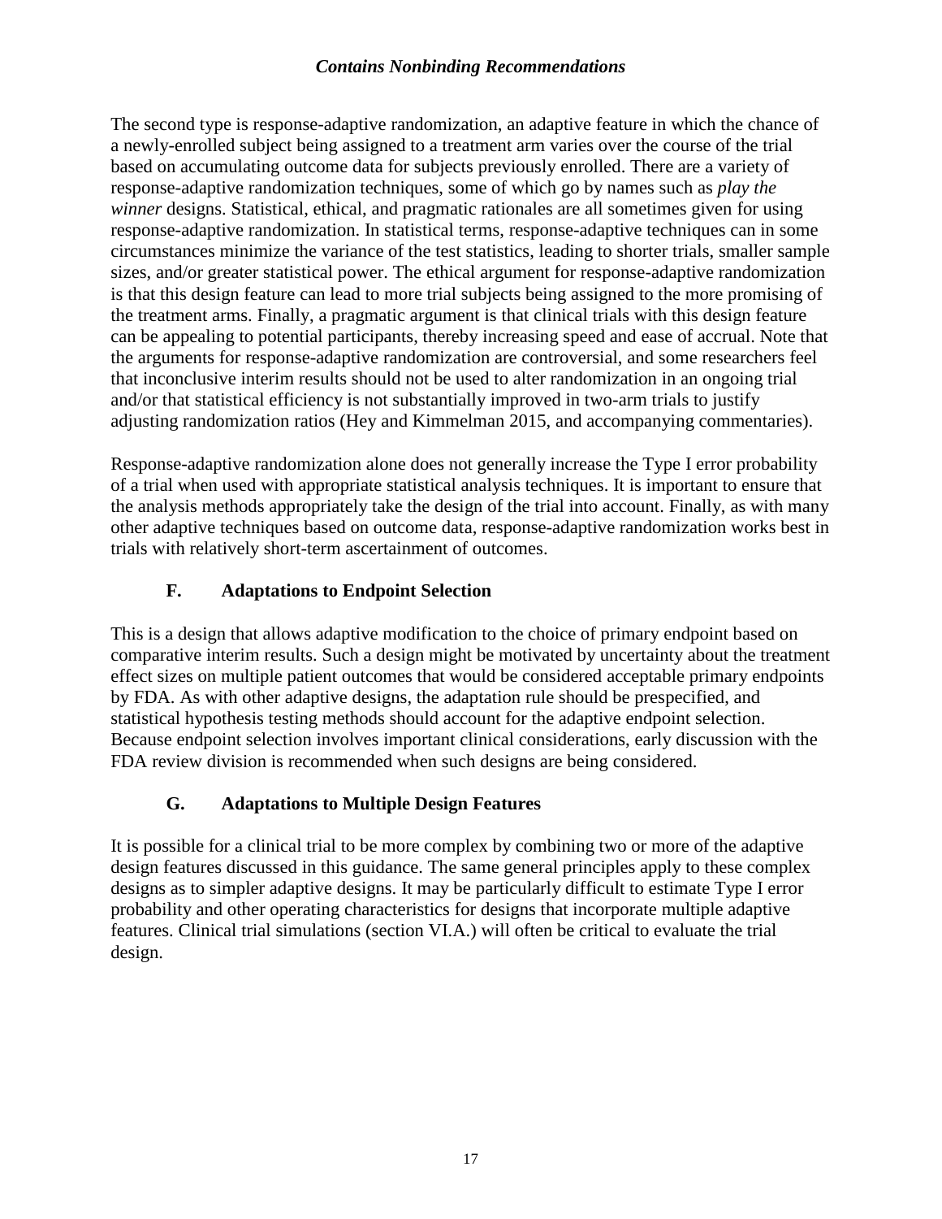The second type is response-adaptive randomization, an adaptive feature in which the chance of a newly-enrolled subject being assigned to a treatment arm varies over the course of the trial based on accumulating outcome data for subjects previously enrolled. There are a variety of response-adaptive randomization techniques, some of which go by names such as *play the winner* designs. Statistical, ethical, and pragmatic rationales are all sometimes given for using response-adaptive randomization. In statistical terms, response-adaptive techniques can in some circumstances minimize the variance of the test statistics, leading to shorter trials, smaller sample sizes, and/or greater statistical power. The ethical argument for response-adaptive randomization is that this design feature can lead to more trial subjects being assigned to the more promising of the treatment arms. Finally, a pragmatic argument is that clinical trials with this design feature can be appealing to potential participants, thereby increasing speed and ease of accrual. Note that the arguments for response-adaptive randomization are controversial, and some researchers feel that inconclusive interim results should not be used to alter randomization in an ongoing trial and/or that statistical efficiency is not substantially improved in two-arm trials to justify adjusting randomization ratios (Hey and Kimmelman 2015, and accompanying commentaries).

Response-adaptive randomization alone does not generally increase the Type I error probability of a trial when used with appropriate statistical analysis techniques. It is important to ensure that the analysis methods appropriately take the design of the trial into account. Finally, as with many other adaptive techniques based on outcome data, response-adaptive randomization works best in trials with relatively short-term ascertainment of outcomes.

### F. Adaptations to Endpoint Selection

This is a design that allows adaptive modification to the choice of primary endpoint based on comparative interim results. Such a design might be motivated by uncertainty about the treatment effect sizes on multiple patient outcomes that would be considered acceptable primary endpoints by FDA. As with other adaptive designs, the adaptation rule should be prespecified, and statistical hypothesis testing methods should account for the adaptive endpoint selection. Because endpoint selection involves important clinical considerations, early discussion with the FDA review division is recommended when such designs are being considered.

### G. Adaptations to Multiple Design Features

It is possible for a clinical trial to be more complex by combining two or more of the adaptive design features discussed in this guidance. The same general principles apply to these complex designs as to simpler adaptive designs. It may be particularly difficult to estimate Type I error probability and other operating characteristics for designs that incorporate multiple adaptive features. Clinical trial simulations (section VI.A.) will often be critical to evaluate the trial design.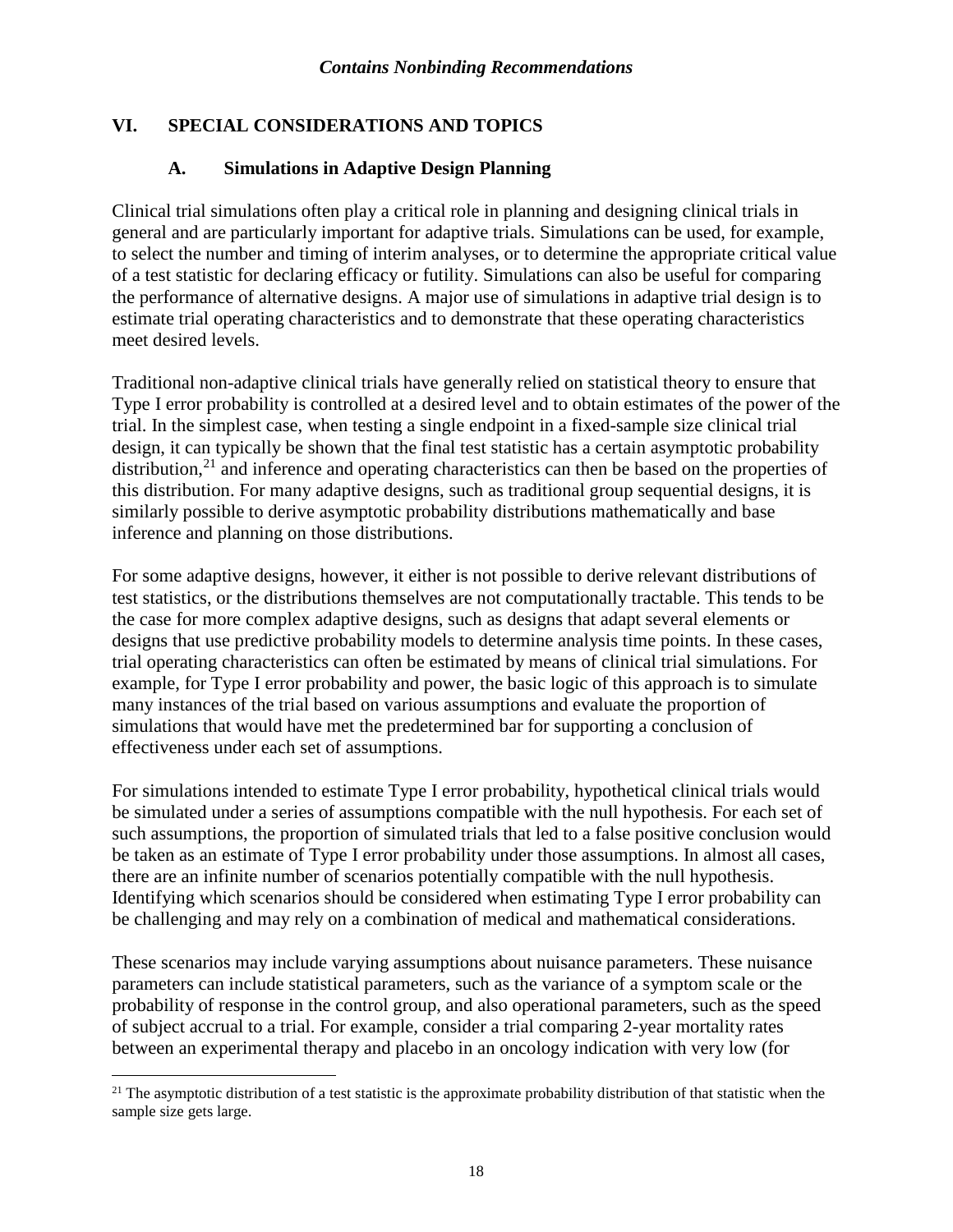## VI. SPECIAL CONSIDERATIONS AND TOPICS

### A. Simulations in Adaptive Design Planning

Clinical trial simulations often play a critical role in planning and designing clinical trials in general and are particularly important for adaptive trials. Simulations can be used, for example, to select the number and timing of interim analyses, or to determine the appropriate critical value of a test statistic for declaring efficacy or futility. Simulations can also be useful for comparing the performance of alternative designs. A major use of simulations in adaptive trial design is to estimate trial operating characteristics and to demonstrate that these operating characteristics meet desired levels.

Traditional non-adaptive clinical trials have generally relied on statistical theory to ensure that Type I error probability is controlled at a desired level and to obtain estimates of the power of the trial. In the simplest case, when testing a single endpoint in a fixed-sample size clinical trial design, it can typically be shown that the final test statistic has a certain asymptotic probability distribution,[21] and inference and operating characteristics can then be based on the properties of this distribution. For many adaptive designs, such as traditional group sequential designs, it is similarly possible to derive asymptotic probability distributions mathematically and base inference and planning on those distributions.

For some adaptive designs, however, it either is not possible to derive relevant distributions of test statistics, or the distributions themselves are not computationally tractable. This tends to be the case for more complex adaptive designs, such as designs that adapt several elements or designs that use predictive probability models to determine analysis time points. In these cases, trial operating characteristics can often be estimated by means of clinical trial simulations. For example, for Type I error probability and power, the basic logic of this approach is to simulate many instances of the trial based on various assumptions and evaluate the proportion of simulations that would have met the predetermined bar for supporting a conclusion of effectiveness under each set of assumptions.

For simulations intended to estimate Type I error probability, hypothetical clinical trials would be simulated under a series of assumptions compatible with the null hypothesis. For each set of such assumptions, the proportion of simulated trials that led to a false positive conclusion would be taken as an estimate of Type I error probability under those assumptions. In almost all cases, there are an infinite number of scenarios potentially compatible with the null hypothesis. Identifying which scenarios should be considered when estimating Type I error probability can be challenging and may rely on a combination of medical and mathematical considerations.

These scenarios may include varying assumptions about nuisance parameters. These nuisance parameters can include statistical parameters, such as the variance of a symptom scale or the probability of response in the control group, and also operational parameters, such as the speed of subject accrual to a trial. For example, consider a trial comparing 2-year mortality rates between an experimental therapy and placebo in an oncology indication with very low (for

[21] The asymptotic distribution of a test statistic is the approximate probability distribution of that statistic when the sample size gets large.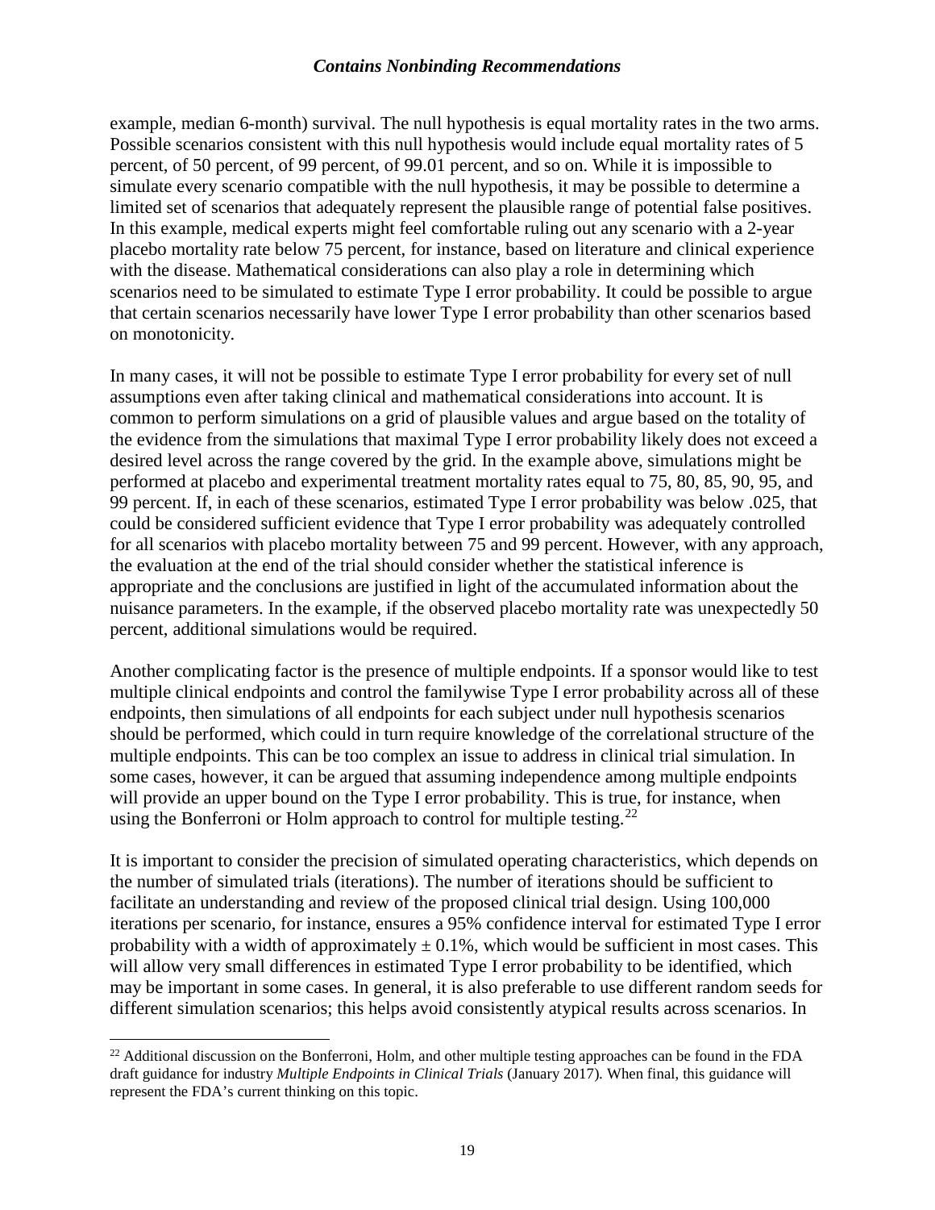example, median 6-month) survival. The null hypothesis is equal mortality rates in the two arms. Possible scenarios consistent with this null hypothesis would include equal mortality rates of 5 percent, of 50 percent, of 99 percent, of 99.01 percent, and so on. While it is impossible to simulate every scenario compatible with the null hypothesis, it may be possible to determine a limited set of scenarios that adequately represent the plausible range of potential false positives. In this example, medical experts might feel comfortable ruling out any scenario with a 2-year placebo mortality rate below 75 percent, for instance, based on literature and clinical experience with the disease. Mathematical considerations can also play a role in determining which scenarios need to be simulated to estimate Type I error probability. It could be possible to argue that certain scenarios necessarily have lower Type I error probability than other scenarios based on monotonicity.

In many cases, it will not be possible to estimate Type I error probability for every set of null assumptions even after taking clinical and mathematical considerations into account. It is common to perform simulations on a grid of plausible values and argue based on the totality of the evidence from the simulations that maximal Type I error probability likely does not exceed a desired level across the range covered by the grid. In the example above, simulations might be performed at placebo and experimental treatment mortality rates equal to 75, 80, 85, 90, 95, and 99 percent. If, in each of these scenarios, estimated Type I error probability was below .025, that could be considered sufficient evidence that Type I error probability was adequately controlled for all scenarios with placebo mortality between 75 and 99 percent. However, with any approach, the evaluation at the end of the trial should consider whether the statistical inference is appropriate and the conclusions are justified in light of the accumulated information about the nuisance parameters. In the example, if the observed placebo mortality rate was unexpectedly 50 percent, additional simulations would be required.

Another complicating factor is the presence of multiple endpoints. If a sponsor would like to test multiple clinical endpoints and control the familywise Type I error probability across all of these endpoints, then simulations of all endpoints for each subject under null hypothesis scenarios should be performed, which could in turn require knowledge of the correlational structure of the multiple endpoints. This can be too complex an issue to address in clinical trial simulation. In some cases, however, it can be argued that assuming independence among multiple endpoints will provide an upper bound on the Type I error probability. This is true, for instance, when using the Bonferroni or Holm approach to control for multiple testing.[22]

It is important to consider the precision of simulated operating characteristics, which depends on the number of simulated trials (iterations). The number of iterations should be sufficient to facilitate an understanding and review of the proposed clinical trial design. Using 100,000 iterations per scenario, for instance, ensures a 95% confidence interval for estimated Type I error probability with a width of approximately $\pm$ 0.1%, which would be sufficient in most cases. This will allow very small differences in estimated Type I error probability to be identified, which may be important in some cases. In general, it is also preferable to use different random seeds for different simulation scenarios; this helps avoid consistently atypical results across scenarios. In

[22] Additional discussion on the Bonferroni, Holm, and other multiple testing approaches can be found in the FDA draft guidance for industry *Multiple Endpoints in Clinical Trials* (January 2017). When final, this guidance will represent the FDA's current thinking on this topic.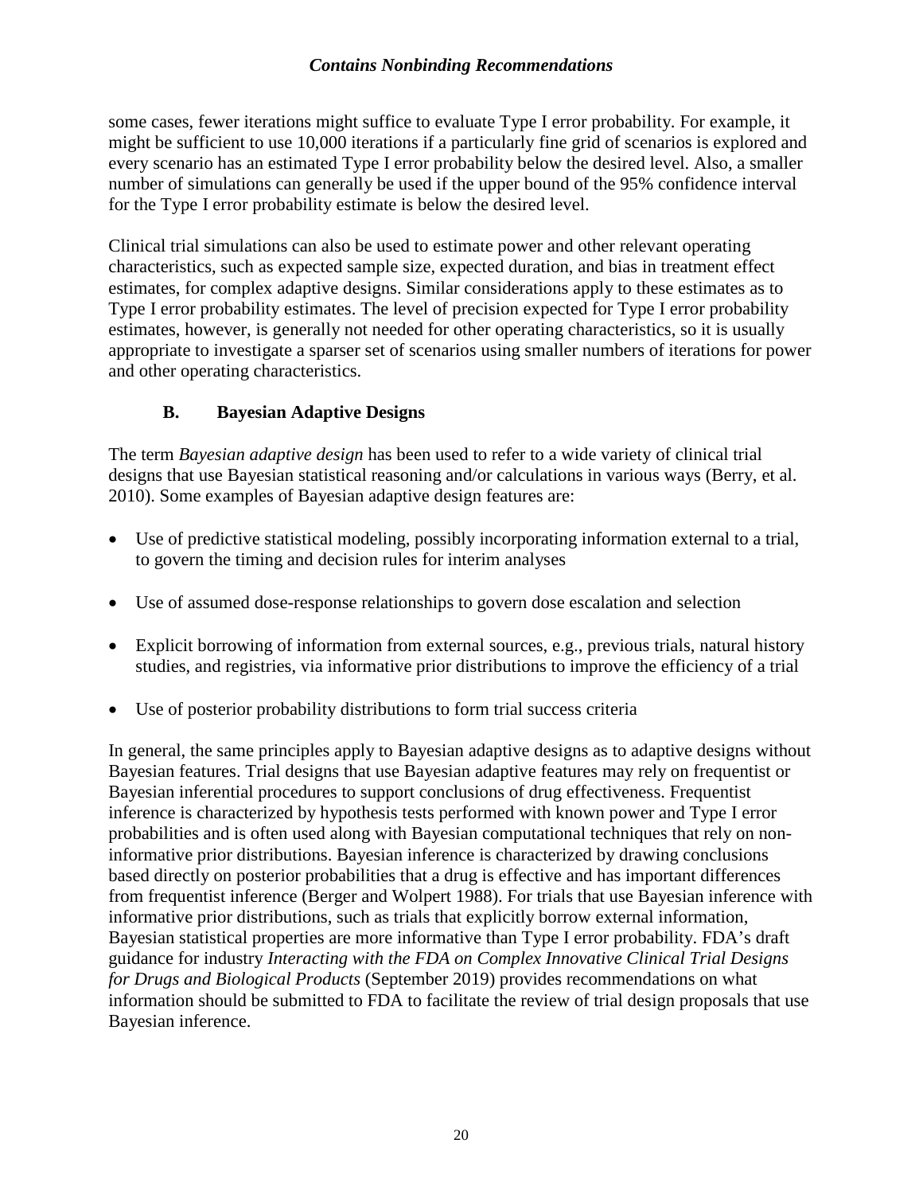some cases, fewer iterations might suffice to evaluate Type I error probability. For example, it might be sufficient to use 10,000 iterations if a particularly fine grid of scenarios is explored and every scenario has an estimated Type I error probability below the desired level. Also, a smaller number of simulations can generally be used if the upper bound of the 95% confidence interval for the Type I error probability estimate is below the desired level.

Clinical trial simulations can also be used to estimate power and other relevant operating characteristics, such as expected sample size, expected duration, and bias in treatment effect estimates, for complex adaptive designs. Similar considerations apply to these estimates as to Type I error probability estimates. The level of precision expected for Type I error probability estimates, however, is generally not needed for other operating characteristics, so it is usually appropriate to investigate a sparser set of scenarios using smaller numbers of iterations for power and other operating characteristics.

### B. Bayesian Adaptive Designs

The term *Bayesian adaptive design* has been used to refer to a wide variety of clinical trial designs that use Bayesian statistical reasoning and/or calculations in various ways (Berry, et al. 2010). Some examples of Bayesian adaptive design features are:

- Use of predictive statistical modeling, possibly incorporating information external to a trial, to govern the timing and decision rules for interim analyses
- Use of assumed dose-response relationships to govern dose escalation and selection
- Explicit borrowing of information from external sources, e.g., previous trials, natural history studies, and registries, via informative prior distributions to improve the efficiency of a trial
- Use of posterior probability distributions to form trial success criteria

In general, the same principles apply to Bayesian adaptive designs as to adaptive designs without Bayesian features. Trial designs that use Bayesian adaptive features may rely on frequentist or Bayesian inferential procedures to support conclusions of drug effectiveness. Frequentist inference is characterized by hypothesis tests performed with known power and Type I error probabilities and is often used along with Bayesian computational techniques that rely on non-informative prior distributions. Bayesian inference is characterized by drawing conclusions based directly on posterior probabilities that a drug is effective and has important differences from frequentist inference (Berger and Wolpert 1988). For trials that use Bayesian inference with informative prior distributions, such as trials that explicitly borrow external information, Bayesian statistical properties are more informative than Type I error probability. FDA's draft guidance for industry *Interacting with the FDA on Complex Innovative Clinical Trial Designs for Drugs and Biological Products* (September 2019) provides recommendations on what information should be submitted to FDA to facilitate the review of trial design proposals that use Bayesian inference.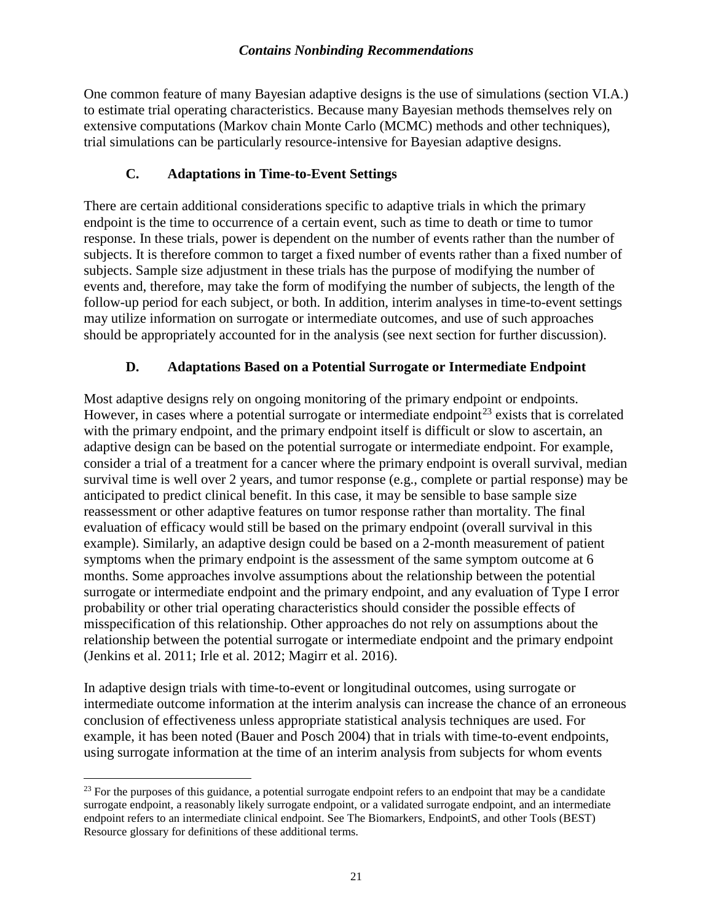One common feature of many Bayesian adaptive designs is the use of simulations (section VI.A.) to estimate trial operating characteristics. Because many Bayesian methods themselves rely on extensive computations (Markov chain Monte Carlo (MCMC) methods and other techniques), trial simulations can be particularly resource-intensive for Bayesian adaptive designs.

### C. Adaptations in Time-to-Event Settings

There are certain additional considerations specific to adaptive trials in which the primary endpoint is the time to occurrence of a certain event, such as time to death or time to tumor response. In these trials, power is dependent on the number of events rather than the number of subjects. It is therefore common to target a fixed number of events rather than a fixed number of subjects. Sample size adjustment in these trials has the purpose of modifying the number of events and, therefore, may take the form of modifying the number of subjects, the length of the follow-up period for each subject, or both. In addition, interim analyses in time-to-event settings may utilize information on surrogate or intermediate outcomes, and use of such approaches should be appropriately accounted for in the analysis (see next section for further discussion).

### D. Adaptations Based on a Potential Surrogate or Intermediate Endpoint

Most adaptive designs rely on ongoing monitoring of the primary endpoint or endpoints. However, in cases where a potential surrogate or intermediate endpoint[23] exists that is correlated with the primary endpoint, and the primary endpoint itself is difficult or slow to ascertain, an adaptive design can be based on the potential surrogate or intermediate endpoint. For example, consider a trial of a treatment for a cancer where the primary endpoint is overall survival, median survival time is well over 2 years, and tumor response (e.g., complete or partial response) may be anticipated to predict clinical benefit. In this case, it may be sensible to base sample size reassessment or other adaptive features on tumor response rather than mortality. The final evaluation of efficacy would still be based on the primary endpoint (overall survival in this example). Similarly, an adaptive design could be based on a 2-month measurement of patient symptoms when the primary endpoint is the assessment of the same symptom outcome at 6 months. Some approaches involve assumptions about the relationship between the potential surrogate or intermediate endpoint and the primary endpoint, and any evaluation of Type I error probability or other trial operating characteristics should consider the possible effects of misspecification of this relationship. Other approaches do not rely on assumptions about the relationship between the potential surrogate or intermediate endpoint and the primary endpoint (Jenkins et al. 2011; Irle et al. 2012; Magirr et al. 2016).

In adaptive design trials with time-to-event or longitudinal outcomes, using surrogate or intermediate outcome information at the interim analysis can increase the chance of an erroneous conclusion of effectiveness unless appropriate statistical analysis techniques are used. For example, it has been noted (Bauer and Posch 2004) that in trials with time-to-event endpoints, using surrogate information at the time of an interim analysis from subjects for whom events

[23] For the purposes of this guidance, a potential surrogate endpoint refers to an endpoint that may be a candidate surrogate endpoint, a reasonably likely surrogate endpoint, or a validated surrogate endpoint, and an intermediate endpoint refers to an intermediate clinical endpoint. See The Biomarkers, EndpointS, and other Tools (BEST) Resource glossary for definitions of these additional terms.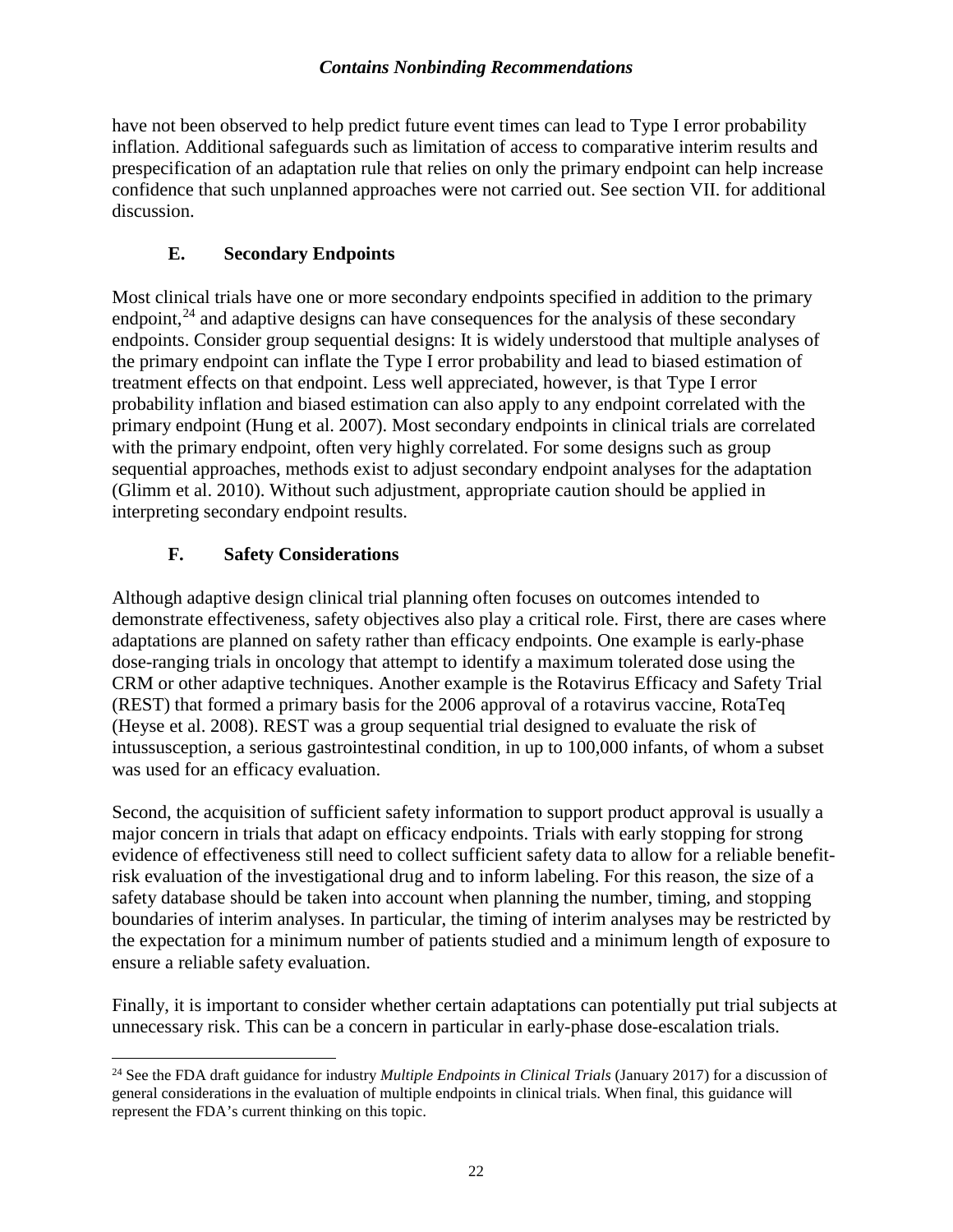have not been observed to help predict future event times can lead to Type I error probability inflation. Additional safeguards such as limitation of access to comparative interim results and prespecification of an adaptation rule that relies on only the primary endpoint can help increase confidence that such unplanned approaches were not carried out. See section VII. for additional discussion.

### E. Secondary Endpoints

Most clinical trials have one or more secondary endpoints specified in addition to the primary endpoint,[24] and adaptive designs can have consequences for the analysis of these secondary endpoints. Consider group sequential designs: It is widely understood that multiple analyses of the primary endpoint can inflate the Type I error probability and lead to biased estimation of treatment effects on that endpoint. Less well appreciated, however, is that Type I error probability inflation and biased estimation can also apply to any endpoint correlated with the primary endpoint (Hung et al. 2007). Most secondary endpoints in clinical trials are correlated with the primary endpoint, often very highly correlated. For some designs such as group sequential approaches, methods exist to adjust secondary endpoint analyses for the adaptation (Glimm et al. 2010). Without such adjustment, appropriate caution should be applied in interpreting secondary endpoint results.

### F. Safety Considerations

Although adaptive design clinical trial planning often focuses on outcomes intended to demonstrate effectiveness, safety objectives also play a critical role. First, there are cases where adaptations are planned on safety rather than efficacy endpoints. One example is early-phase dose-ranging trials in oncology that attempt to identify a maximum tolerated dose using the CRM or other adaptive techniques. Another example is the Rotavirus Efficacy and Safety Trial (REST) that formed a primary basis for the 2006 approval of a rotavirus vaccine, RotaTeq (Heyse et al. 2008). REST was a group sequential trial designed to evaluate the risk of intussusception, a serious gastrointestinal condition, in up to 100,000 infants, of whom a subset was used for an efficacy evaluation.

Second, the acquisition of sufficient safety information to support product approval is usually a major concern in trials that adapt on efficacy endpoints. Trials with early stopping for strong evidence of effectiveness still need to collect sufficient safety data to allow for a reliable benefit-risk evaluation of the investigational drug and to inform labeling. For this reason, the size of a safety database should be taken into account when planning the number, timing, and stopping boundaries of interim analyses. In particular, the timing of interim analyses may be restricted by the expectation for a minimum number of patients studied and a minimum length of exposure to ensure a reliable safety evaluation.

Finally, it is important to consider whether certain adaptations can potentially put trial subjects at unnecessary risk. This can be a concern in particular in early-phase dose-escalation trials.

---

[24] See the FDA draft guidance for industry *Multiple Endpoints in Clinical Trials* (January 2017) for a discussion of general considerations in the evaluation of multiple endpoints in clinical trials. When final, this guidance will represent the FDA's current thinking on this topic.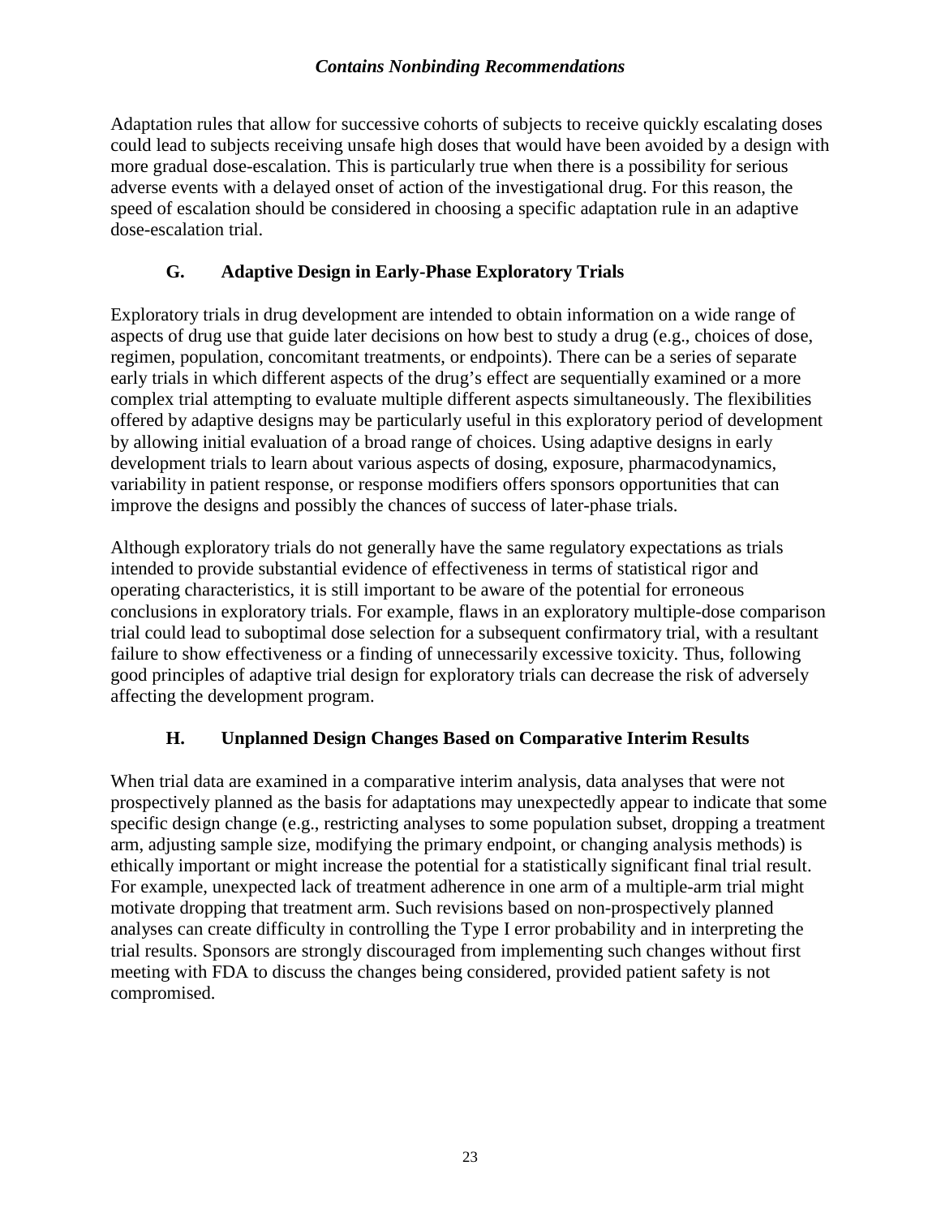Adaptation rules that allow for successive cohorts of subjects to receive quickly escalating doses could lead to subjects receiving unsafe high doses that would have been avoided by a design with more gradual dose-escalation. This is particularly true when there is a possibility for serious adverse events with a delayed onset of action of the investigational drug. For this reason, the speed of escalation should be considered in choosing a specific adaptation rule in an adaptive dose-escalation trial.

### G. Adaptive Design in Early-Phase Exploratory Trials

Exploratory trials in drug development are intended to obtain information on a wide range of aspects of drug use that guide later decisions on how best to study a drug (e.g., choices of dose, regimen, population, concomitant treatments, or endpoints). There can be a series of separate early trials in which different aspects of the drug's effect are sequentially examined or a more complex trial attempting to evaluate multiple different aspects simultaneously. The flexibilities offered by adaptive designs may be particularly useful in this exploratory period of development by allowing initial evaluation of a broad range of choices. Using adaptive designs in early development trials to learn about various aspects of dosing, exposure, pharmacodynamics, variability in patient response, or response modifiers offers sponsors opportunities that can improve the designs and possibly the chances of success of later-phase trials.

Although exploratory trials do not generally have the same regulatory expectations as trials intended to provide substantial evidence of effectiveness in terms of statistical rigor and operating characteristics, it is still important to be aware of the potential for erroneous conclusions in exploratory trials. For example, flaws in an exploratory multiple-dose comparison trial could lead to suboptimal dose selection for a subsequent confirmatory trial, with a resultant failure to show effectiveness or a finding of unnecessarily excessive toxicity. Thus, following good principles of adaptive trial design for exploratory trials can decrease the risk of adversely affecting the development program.

### H. Unplanned Design Changes Based on Comparative Interim Results

When trial data are examined in a comparative interim analysis, data analyses that were not prospectively planned as the basis for adaptations may unexpectedly appear to indicate that some specific design change (e.g., restricting analyses to some population subset, dropping a treatment arm, adjusting sample size, modifying the primary endpoint, or changing analysis methods) is ethically important or might increase the potential for a statistically significant final trial result. For example, unexpected lack of treatment adherence in one arm of a multiple-arm trial might motivate dropping that treatment arm. Such revisions based on non-prospectively planned analyses can create difficulty in controlling the Type I error probability and in interpreting the trial results. Sponsors are strongly discouraged from implementing such changes without first meeting with FDA to discuss the changes being considered, provided patient safety is not compromised.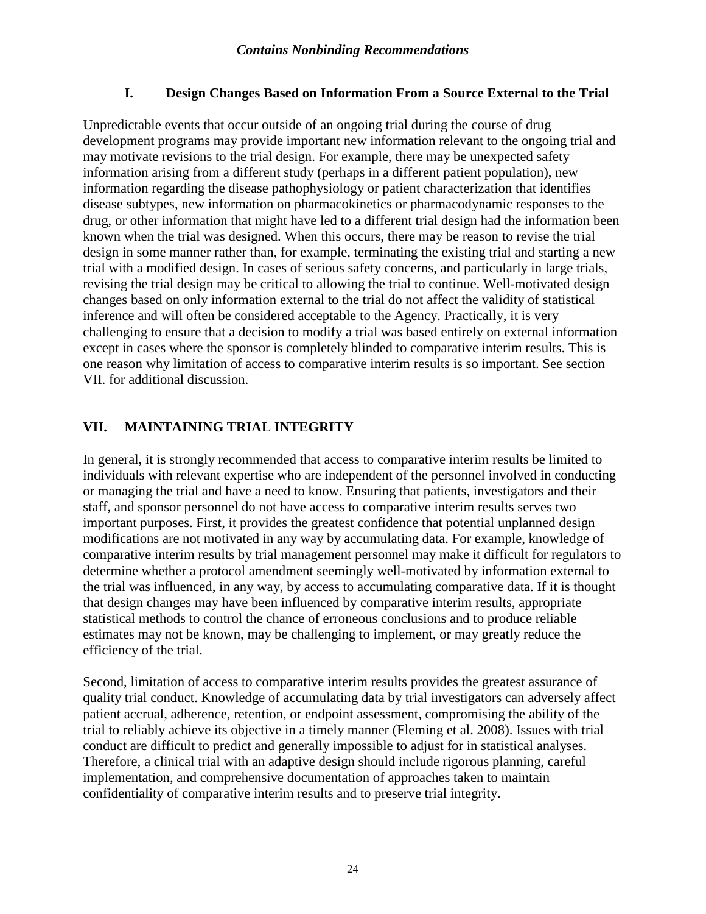### I. Design Changes Based on Information From a Source External to the Trial

Unpredictable events that occur outside of an ongoing trial during the course of drug development programs may provide important new information relevant to the ongoing trial and may motivate revisions to the trial design. For example, there may be unexpected safety information arising from a different study (perhaps in a different patient population), new information regarding the disease pathophysiology or patient characterization that identifies disease subtypes, new information on pharmacokinetics or pharmacodynamic responses to the drug, or other information that might have led to a different trial design had the information been known when the trial was designed. When this occurs, there may be reason to revise the trial design in some manner rather than, for example, terminating the existing trial and starting a new trial with a modified design. In cases of serious safety concerns, and particularly in large trials, revising the trial design may be critical to allowing the trial to continue. Well-motivated design changes based on only information external to the trial do not affect the validity of statistical inference and will often be considered acceptable to the Agency. Practically, it is very challenging to ensure that a decision to modify a trial was based entirely on external information except in cases where the sponsor is completely blinded to comparative interim results. This is one reason why limitation of access to comparative interim results is so important. See section VII. for additional discussion.

## VII. MAINTAINING TRIAL INTEGRITY

In general, it is strongly recommended that access to comparative interim results be limited to individuals with relevant expertise who are independent of the personnel involved in conducting or managing the trial and have a need to know. Ensuring that patients, investigators and their staff, and sponsor personnel do not have access to comparative interim results serves two important purposes. First, it provides the greatest confidence that potential unplanned design modifications are not motivated in any way by accumulating data. For example, knowledge of comparative interim results by trial management personnel may make it difficult for regulators to determine whether a protocol amendment seemingly well-motivated by information external to the trial was influenced, in any way, by access to accumulating comparative data. If it is thought that design changes may have been influenced by comparative interim results, appropriate statistical methods to control the chance of erroneous conclusions and to produce reliable estimates may not be known, may be challenging to implement, or may greatly reduce the efficiency of the trial.

Second, limitation of access to comparative interim results provides the greatest assurance of quality trial conduct. Knowledge of accumulating data by trial investigators can adversely affect patient accrual, adherence, retention, or endpoint assessment, compromising the ability of the trial to reliably achieve its objective in a timely manner (Fleming et al. 2008). Issues with trial conduct are difficult to predict and generally impossible to adjust for in statistical analyses. Therefore, a clinical trial with an adaptive design should include rigorous planning, careful implementation, and comprehensive documentation of approaches taken to maintain confidentiality of comparative interim results and to preserve trial integrity.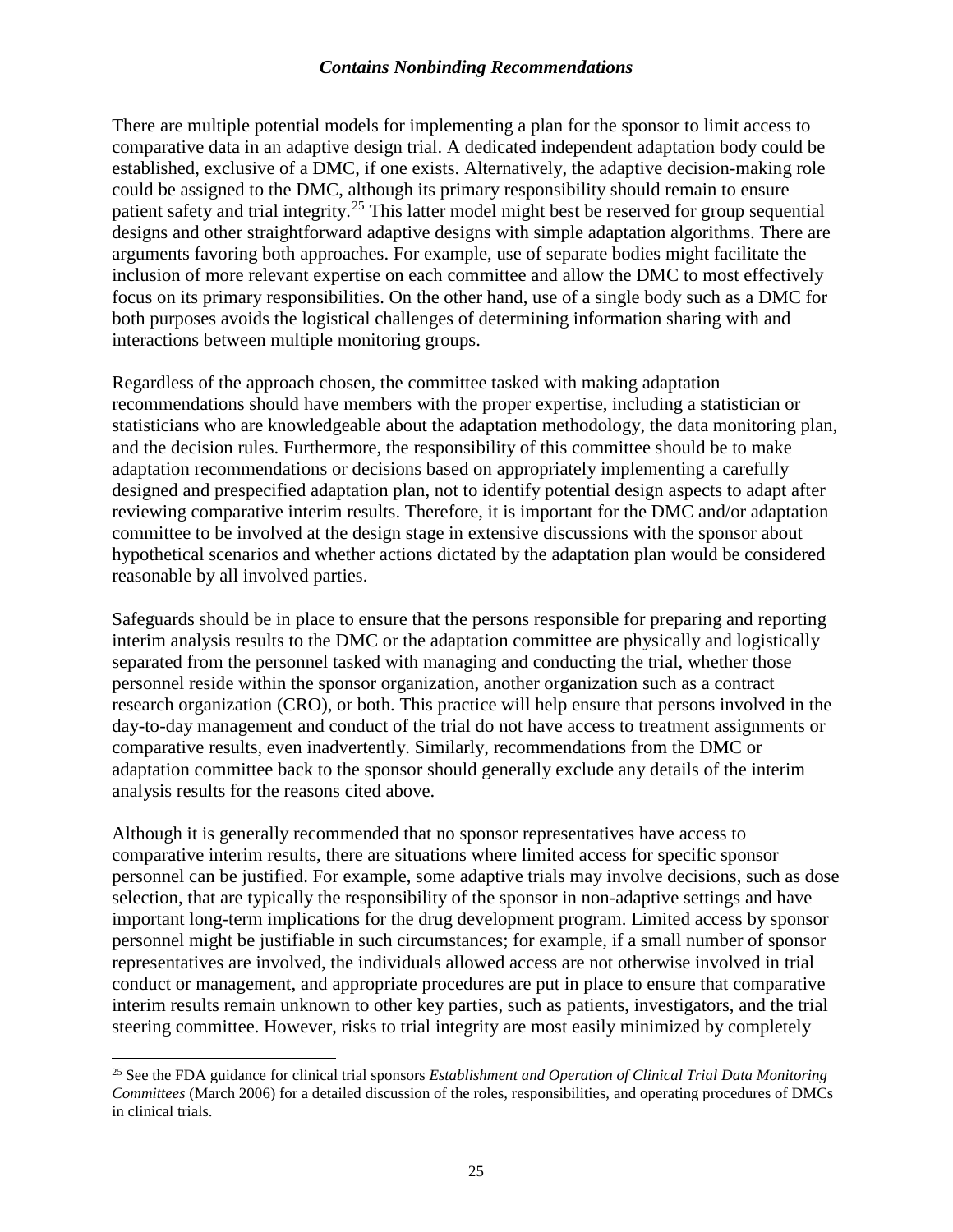There are multiple potential models for implementing a plan for the sponsor to limit access to comparative data in an adaptive design trial. A dedicated independent adaptation body could be established, exclusive of a DMC, if one exists. Alternatively, the adaptive decision-making role could be assigned to the DMC, although its primary responsibility should remain to ensure patient safety and trial integrity.[25] This latter model might best be reserved for group sequential designs and other straightforward adaptive designs with simple adaptation algorithms. There are arguments favoring both approaches. For example, use of separate bodies might facilitate the inclusion of more relevant expertise on each committee and allow the DMC to most effectively focus on its primary responsibilities. On the other hand, use of a single body such as a DMC for both purposes avoids the logistical challenges of determining information sharing with and interactions between multiple monitoring groups.

Regardless of the approach chosen, the committee tasked with making adaptation recommendations should have members with the proper expertise, including a statistician or statisticians who are knowledgeable about the adaptation methodology, the data monitoring plan, and the decision rules. Furthermore, the responsibility of this committee should be to make adaptation recommendations or decisions based on appropriately implementing a carefully designed and prespecified adaptation plan, not to identify potential design aspects to adapt after reviewing comparative interim results. Therefore, it is important for the DMC and/or adaptation committee to be involved at the design stage in extensive discussions with the sponsor about hypothetical scenarios and whether actions dictated by the adaptation plan would be considered reasonable by all involved parties.

Safeguards should be in place to ensure that the persons responsible for preparing and reporting interim analysis results to the DMC or the adaptation committee are physically and logistically separated from the personnel tasked with managing and conducting the trial, whether those personnel reside within the sponsor organization, another organization such as a contract research organization (CRO), or both. This practice will help ensure that persons involved in the day-to-day management and conduct of the trial do not have access to treatment assignments or comparative results, even inadvertently. Similarly, recommendations from the DMC or adaptation committee back to the sponsor should generally exclude any details of the interim analysis results for the reasons cited above.

Although it is generally recommended that no sponsor representatives have access to comparative interim results, there are situations where limited access for specific sponsor personnel can be justified. For example, some adaptive trials may involve decisions, such as dose selection, that are typically the responsibility of the sponsor in non-adaptive settings and have important long-term implications for the drug development program. Limited access by sponsor personnel might be justifiable in such circumstances; for example, if a small number of sponsor representatives are involved, the individuals allowed access are not otherwise involved in trial conduct or management, and appropriate procedures are put in place to ensure that comparative interim results remain unknown to other key parties, such as patients, investigators, and the trial steering committee. However, risks to trial integrity are most easily minimized by completely

---

[25] See the FDA guidance for clinical trial sponsors *Establishment and Operation of Clinical Trial Data Monitoring Committees* (March 2006) for a detailed discussion of the roles, responsibilities, and operating procedures of DMCs in clinical trials.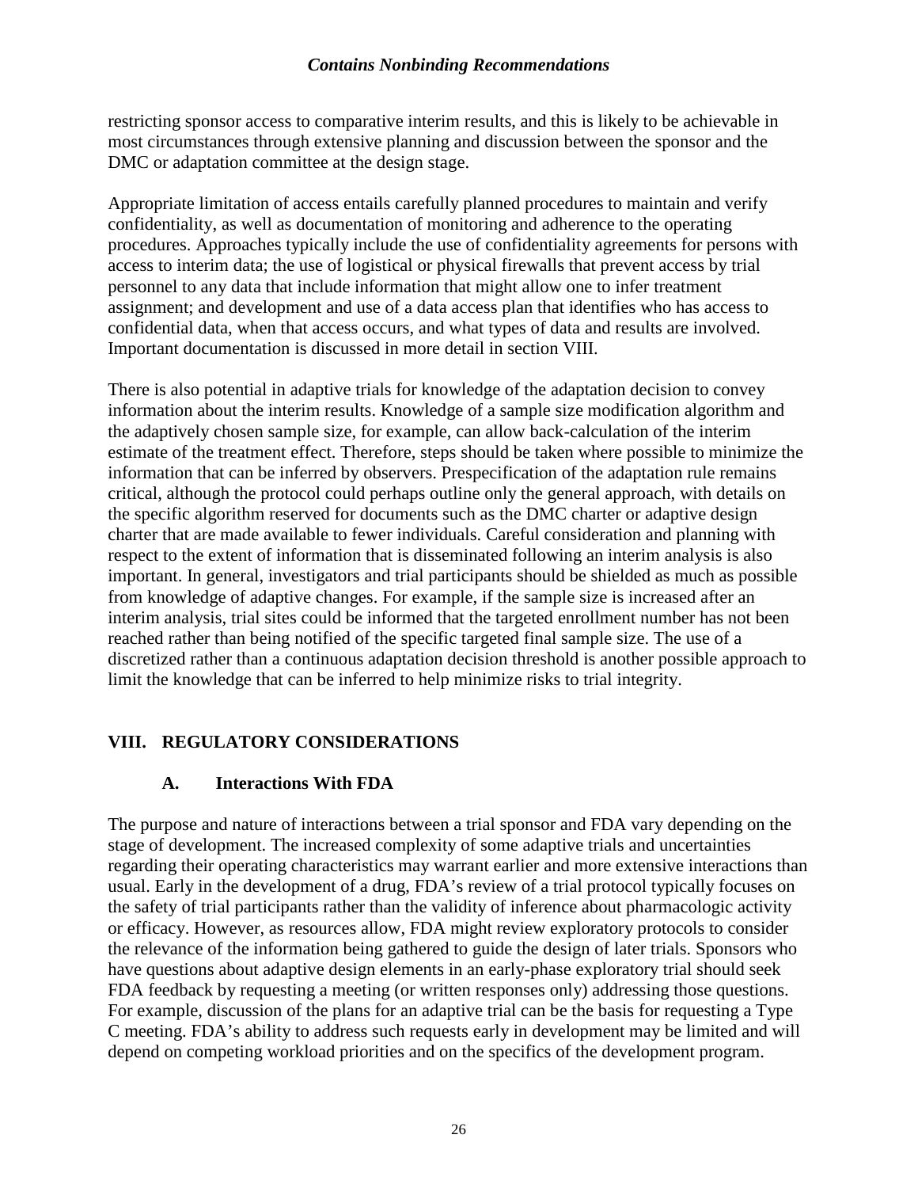restricting sponsor access to comparative interim results, and this is likely to be achievable in most circumstances through extensive planning and discussion between the sponsor and the DMC or adaptation committee at the design stage.

Appropriate limitation of access entails carefully planned procedures to maintain and verify confidentiality, as well as documentation of monitoring and adherence to the operating procedures. Approaches typically include the use of confidentiality agreements for persons with access to interim data; the use of logistical or physical firewalls that prevent access by trial personnel to any data that include information that might allow one to infer treatment assignment; and development and use of a data access plan that identifies who has access to confidential data, when that access occurs, and what types of data and results are involved. Important documentation is discussed in more detail in section VIII.

There is also potential in adaptive trials for knowledge of the adaptation decision to convey information about the interim results. Knowledge of a sample size modification algorithm and the adaptively chosen sample size, for example, can allow back-calculation of the interim estimate of the treatment effect. Therefore, steps should be taken where possible to minimize the information that can be inferred by observers. Prespecification of the adaptation rule remains critical, although the protocol could perhaps outline only the general approach, with details on the specific algorithm reserved for documents such as the DMC charter or adaptive design charter that are made available to fewer individuals. Careful consideration and planning with respect to the extent of information that is disseminated following an interim analysis is also important. In general, investigators and trial participants should be shielded as much as possible from knowledge of adaptive changes. For example, if the sample size is increased after an interim analysis, trial sites could be informed that the targeted enrollment number has not been reached rather than being notified of the specific targeted final sample size. The use of a discretized rather than a continuous adaptation decision threshold is another possible approach to limit the knowledge that can be inferred to help minimize risks to trial integrity.

## VIII. REGULATORY CONSIDERATIONS

### A. Interactions With FDA

The purpose and nature of interactions between a trial sponsor and FDA vary depending on the stage of development. The increased complexity of some adaptive trials and uncertainties regarding their operating characteristics may warrant earlier and more extensive interactions than usual. Early in the development of a drug, FDA's review of a trial protocol typically focuses on the safety of trial participants rather than the validity of inference about pharmacologic activity or efficacy. However, as resources allow, FDA might review exploratory protocols to consider the relevance of the information being gathered to guide the design of later trials. Sponsors who have questions about adaptive design elements in an early-phase exploratory trial should seek FDA feedback by requesting a meeting (or written responses only) addressing those questions. For example, discussion of the plans for an adaptive trial can be the basis for requesting a Type C meeting. FDA's ability to address such requests early in development may be limited and will depend on competing workload priorities and on the specifics of the development program.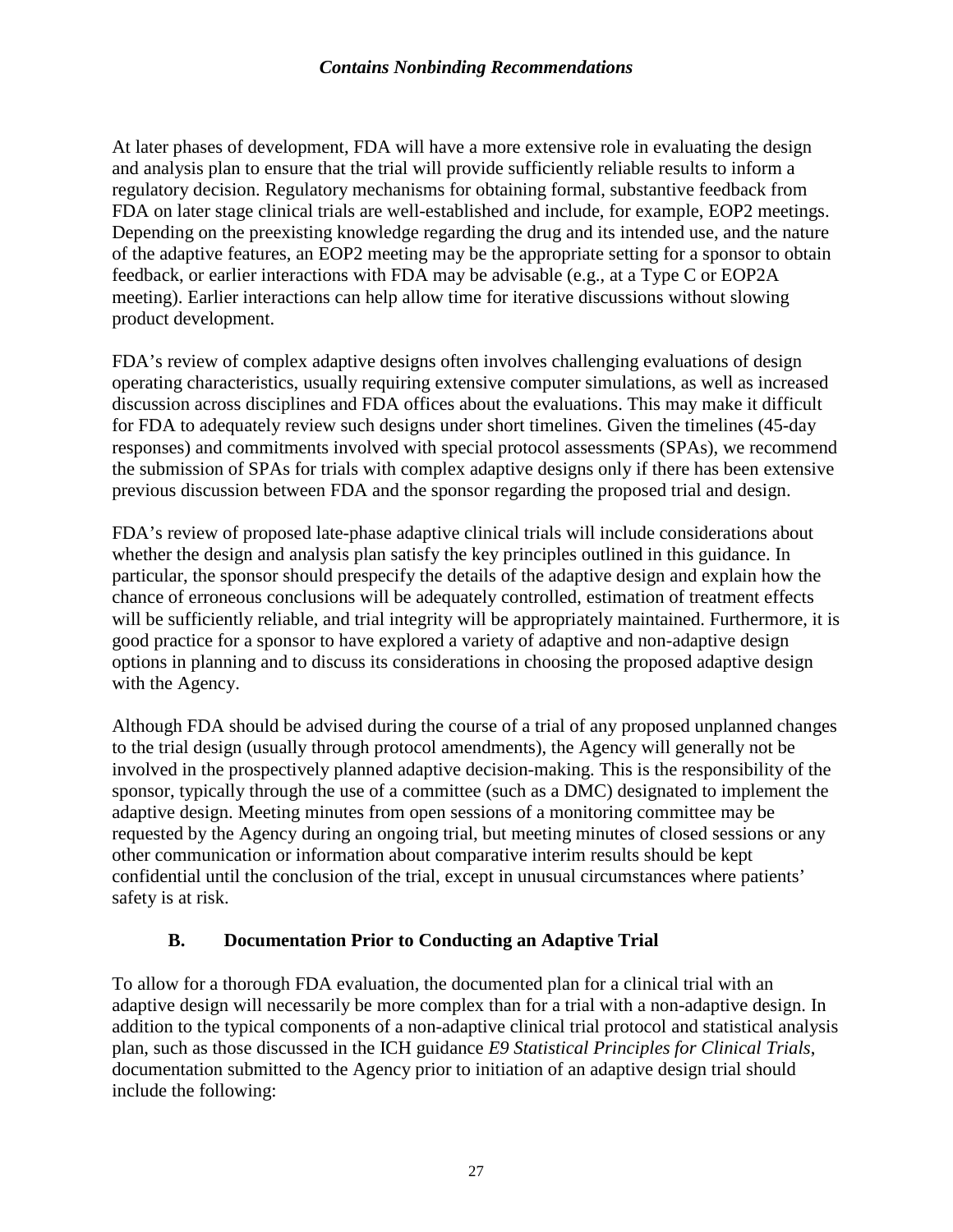At later phases of development, FDA will have a more extensive role in evaluating the design and analysis plan to ensure that the trial will provide sufficiently reliable results to inform a regulatory decision. Regulatory mechanisms for obtaining formal, substantive feedback from FDA on later stage clinical trials are well-established and include, for example, EOP2 meetings. Depending on the preexisting knowledge regarding the drug and its intended use, and the nature of the adaptive features, an EOP2 meeting may be the appropriate setting for a sponsor to obtain feedback, or earlier interactions with FDA may be advisable (e.g., at a Type C or EOP2A meeting). Earlier interactions can help allow time for iterative discussions without slowing product development.

FDA's review of complex adaptive designs often involves challenging evaluations of design operating characteristics, usually requiring extensive computer simulations, as well as increased discussion across disciplines and FDA offices about the evaluations. This may make it difficult for FDA to adequately review such designs under short timelines. Given the timelines (45-day responses) and commitments involved with special protocol assessments (SPAs), we recommend the submission of SPAs for trials with complex adaptive designs only if there has been extensive previous discussion between FDA and the sponsor regarding the proposed trial and design.

FDA's review of proposed late-phase adaptive clinical trials will include considerations about whether the design and analysis plan satisfy the key principles outlined in this guidance. In particular, the sponsor should prespecify the details of the adaptive design and explain how the chance of erroneous conclusions will be adequately controlled, estimation of treatment effects will be sufficiently reliable, and trial integrity will be appropriately maintained. Furthermore, it is good practice for a sponsor to have explored a variety of adaptive and non-adaptive design options in planning and to discuss its considerations in choosing the proposed adaptive design with the Agency.

Although FDA should be advised during the course of a trial of any proposed unplanned changes to the trial design (usually through protocol amendments), the Agency will generally not be involved in the prospectively planned adaptive decision-making. This is the responsibility of the sponsor, typically through the use of a committee (such as a DMC) designated to implement the adaptive design. Meeting minutes from open sessions of a monitoring committee may be requested by the Agency during an ongoing trial, but meeting minutes of closed sessions or any other communication or information about comparative interim results should be kept confidential until the conclusion of the trial, except in unusual circumstances where patients' safety is at risk.

## B. Documentation Prior to Conducting an Adaptive Trial

To allow for a thorough FDA evaluation, the documented plan for a clinical trial with an adaptive design will necessarily be more complex than for a trial with a non-adaptive design. In addition to the typical components of a non-adaptive clinical trial protocol and statistical analysis plan, such as those discussed in the ICH guidance *E9 Statistical Principles for Clinical Trials*, documentation submitted to the Agency prior to initiation of an adaptive design trial should include the following: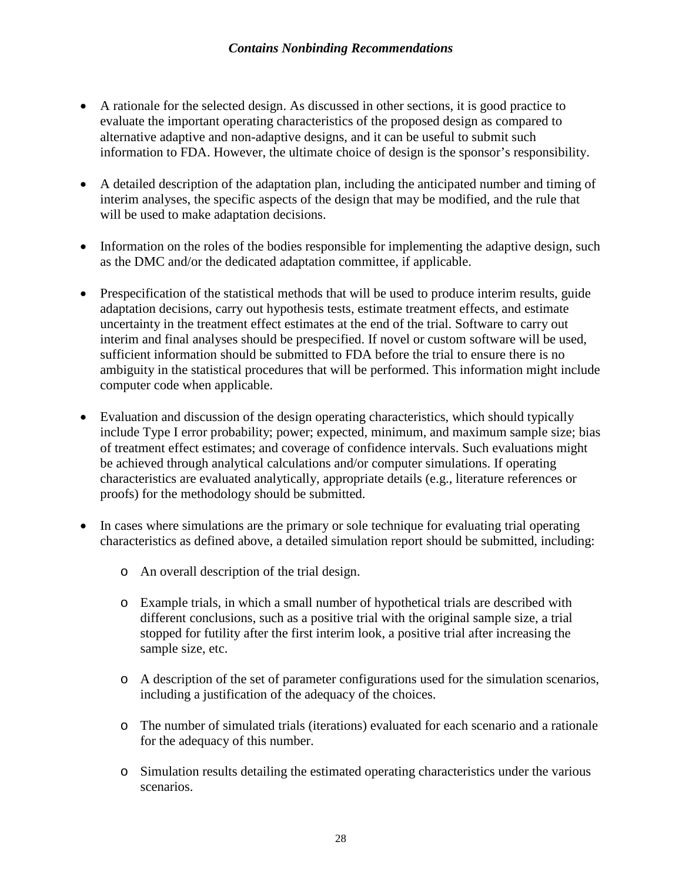- A rationale for the selected design. As discussed in other sections, it is good practice to evaluate the important operating characteristics of the proposed design as compared to alternative adaptive and non-adaptive designs, and it can be useful to submit such information to FDA. However, the ultimate choice of design is the sponsor's responsibility.

- A detailed description of the adaptation plan, including the anticipated number and timing of interim analyses, the specific aspects of the design that may be modified, and the rule that will be used to make adaptation decisions.

- Information on the roles of the bodies responsible for implementing the adaptive design, such as the DMC and/or the dedicated adaptation committee, if applicable.

- Prespecification of the statistical methods that will be used to produce interim results, guide adaptation decisions, carry out hypothesis tests, estimate treatment effects, and estimate uncertainty in the treatment effect estimates at the end of the trial. Software to carry out interim and final analyses should be prespecified. If novel or custom software will be used, sufficient information should be submitted to FDA before the trial to ensure there is no ambiguity in the statistical procedures that will be performed. This information might include computer code when applicable.

- Evaluation and discussion of the design operating characteristics, which should typically include Type I error probability; power; expected, minimum, and maximum sample size; bias of treatment effect estimates; and coverage of confidence intervals. Such evaluations might be achieved through analytical calculations and/or computer simulations. If operating characteristics are evaluated analytically, appropriate details (e.g., literature references or proofs) for the methodology should be submitted.

- In cases where simulations are the primary or sole technique for evaluating trial operating characteristics as defined above, a detailed simulation report should be submitted, including:

  - An overall description of the trial design.

  - Example trials, in which a small number of hypothetical trials are described with different conclusions, such as a positive trial with the original sample size, a trial stopped for futility after the first interim look, a positive trial after increasing the sample size, etc.

  - A description of the set of parameter configurations used for the simulation scenarios, including a justification of the adequacy of the choices.

  - The number of simulated trials (iterations) evaluated for each scenario and a rationale for the adequacy of this number.

  - Simulation results detailing the estimated operating characteristics under the various scenarios.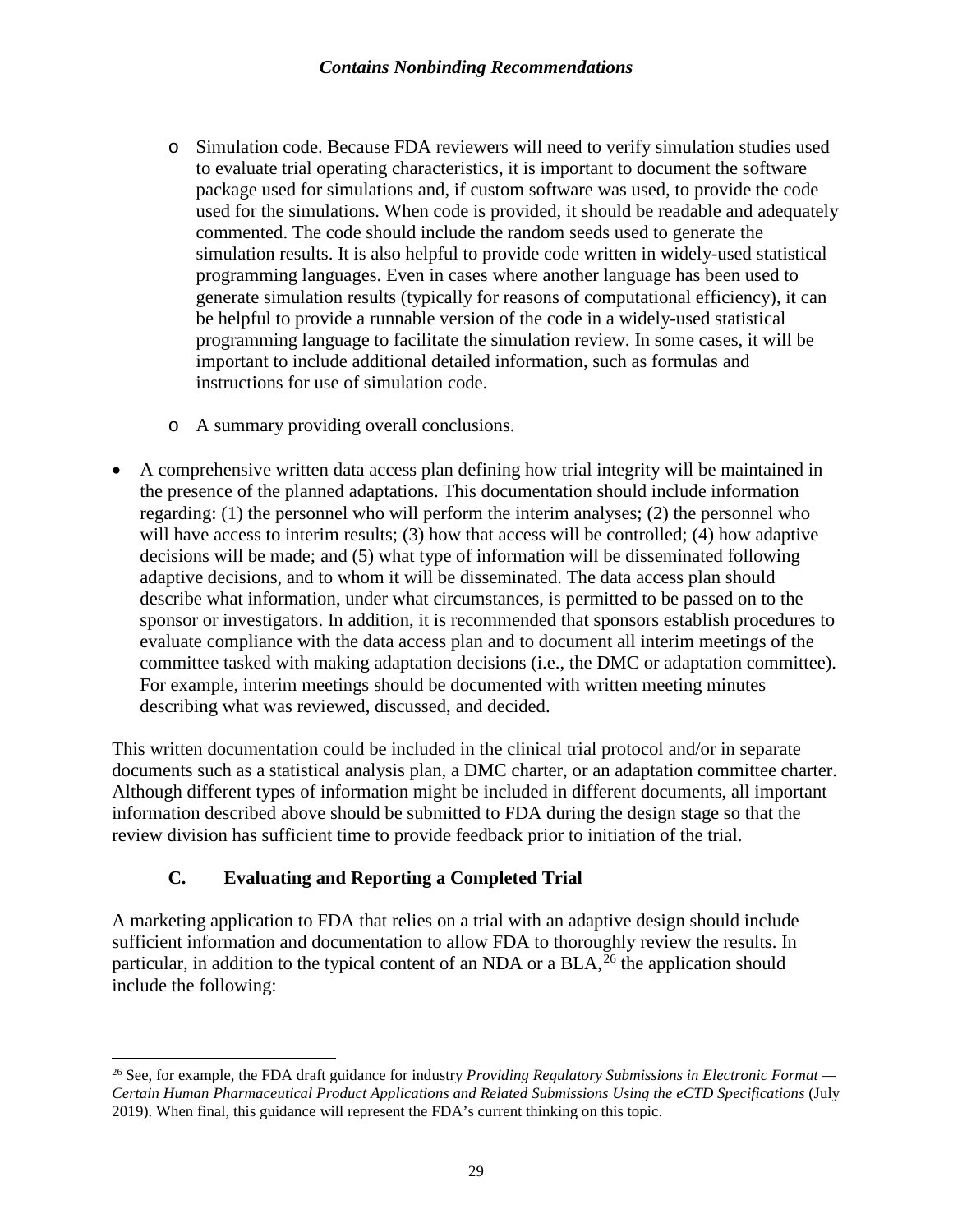*Contains Nonbinding Recommendations*

  - Simulation code. Because FDA reviewers will need to verify simulation studies used to evaluate trial operating characteristics, it is important to document the software package used for simulations and, if custom software was used, to provide the code used for the simulations. When code is provided, it should be readable and adequately commented. The code should include the random seeds used to generate the simulation results. It is also helpful to provide code written in widely-used statistical programming languages. Even in cases where another language has been used to generate simulation results (typically for reasons of computational efficiency), it can be helpful to provide a runnable version of the code in a widely-used statistical programming language to facilitate the simulation review. In some cases, it will be important to include additional detailed information, such as formulas and instructions for use of simulation code.

  - A summary providing overall conclusions.

- A comprehensive written data access plan defining how trial integrity will be maintained in the presence of the planned adaptations. This documentation should include information regarding: (1) the personnel who will perform the interim analyses; (2) the personnel who will have access to interim results; (3) how that access will be controlled; (4) how adaptive decisions will be made; and (5) what type of information will be disseminated following adaptive decisions, and to whom it will be disseminated. The data access plan should describe what information, under what circumstances, is permitted to be passed on to the sponsor or investigators. In addition, it is recommended that sponsors establish procedures to evaluate compliance with the data access plan and to document all interim meetings of the committee tasked with making adaptation decisions (i.e., the DMC or adaptation committee). For example, interim meetings should be documented with written meeting minutes describing what was reviewed, discussed, and decided.

This written documentation could be included in the clinical trial protocol and/or in separate documents such as a statistical analysis plan, a DMC charter, or an adaptation committee charter. Although different types of information might be included in different documents, all important information described above should be submitted to FDA during the design stage so that the review division has sufficient time to provide feedback prior to initiation of the trial.

### C. Evaluating and Reporting a Completed Trial

A marketing application to FDA that relies on a trial with an adaptive design should include sufficient information and documentation to allow FDA to thoroughly review the results. In particular, in addition to the typical content of an NDA or a BLA,[26] the application should include the following:

---

[26] See, for example, the FDA draft guidance for industry *Providing Regulatory Submissions in Electronic Format — Certain Human Pharmaceutical Product Applications and Related Submissions Using the eCTD Specifications* (July 2019). When final, this guidance will represent the FDA's current thinking on this topic.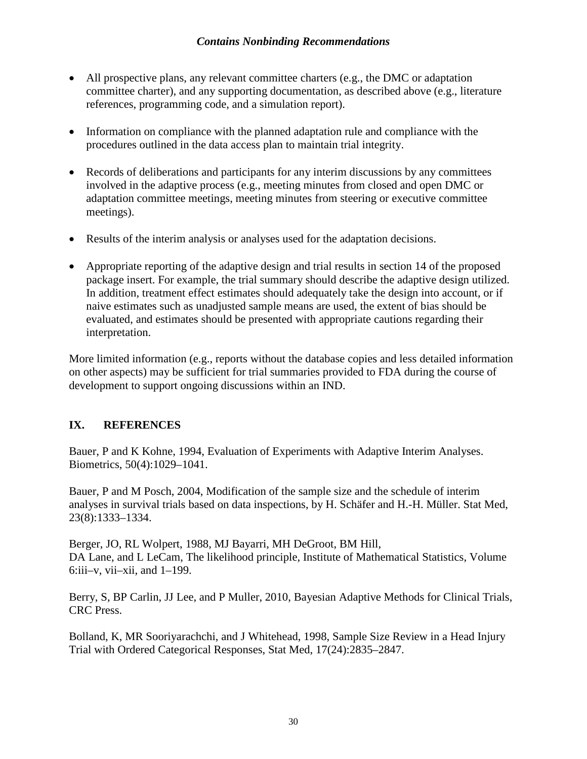- All prospective plans, any relevant committee charters (e.g., the DMC or adaptation committee charter), and any supporting documentation, as described above (e.g., literature references, programming code, and a simulation report).

- Information on compliance with the planned adaptation rule and compliance with the procedures outlined in the data access plan to maintain trial integrity.

- Records of deliberations and participants for any interim discussions by any committees involved in the adaptive process (e.g., meeting minutes from closed and open DMC or adaptation committee meetings, meeting minutes from steering or executive committee meetings).

- Results of the interim analysis or analyses used for the adaptation decisions.

- Appropriate reporting of the adaptive design and trial results in section 14 of the proposed package insert. For example, the trial summary should describe the adaptive design utilized. In addition, treatment effect estimates should adequately take the design into account, or if naive estimates such as unadjusted sample means are used, the extent of bias should be evaluated, and estimates should be presented with appropriate cautions regarding their interpretation.

More limited information (e.g., reports without the database copies and less detailed information on other aspects) may be sufficient for trial summaries provided to FDA during the course of development to support ongoing discussions within an IND.

## IX. REFERENCES

Bauer, P and K Kohne, 1994, Evaluation of Experiments with Adaptive Interim Analyses. Biometrics, 50(4):1029–1041.

Bauer, P and M Posch, 2004, Modification of the sample size and the schedule of interim analyses in survival trials based on data inspections, by H. Schäfer and H.-H. Müller. Stat Med, 23(8):1333–1334.

Berger, JO, RL Wolpert, 1988, MJ Bayarri, MH DeGroot, BM Hill, DA Lane, and L LeCam, The likelihood principle, Institute of Mathematical Statistics, Volume 6:iii–v, vii–xii, and 1–199.

Berry, S, BP Carlin, JJ Lee, and P Muller, 2010, Bayesian Adaptive Methods for Clinical Trials, CRC Press.

Bolland, K, MR Sooriyarachchi, and J Whitehead, 1998, Sample Size Review in a Head Injury Trial with Ordered Categorical Responses, Stat Med, 17(24):2835–2847.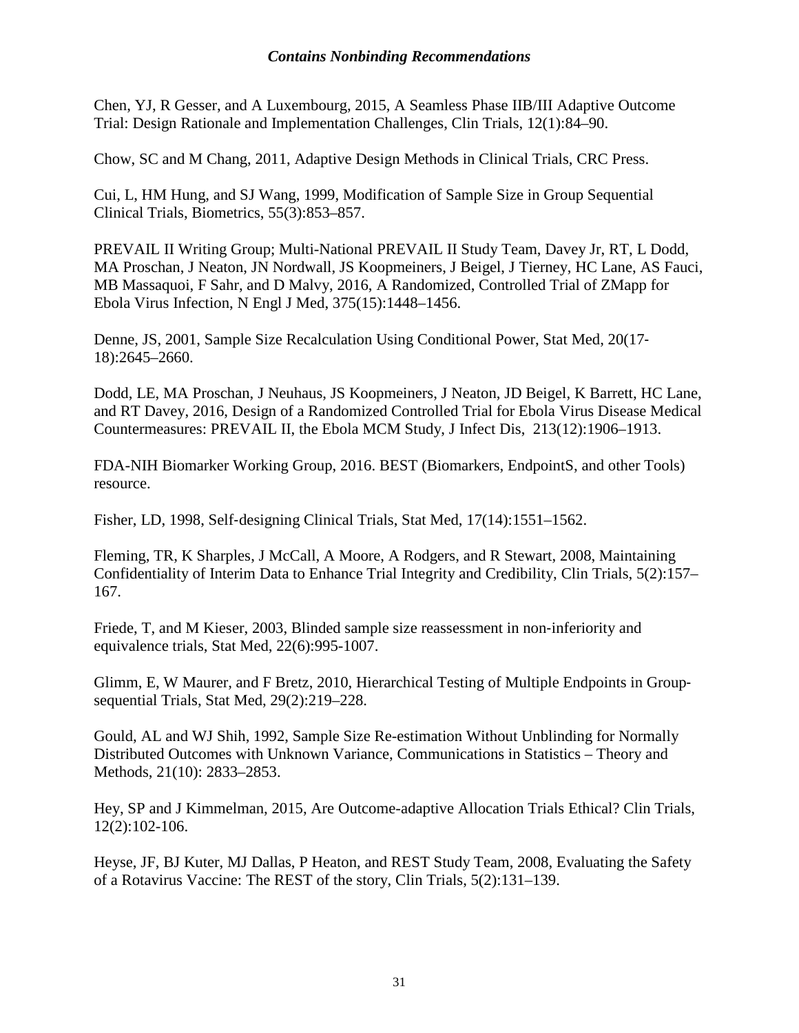Chen, YJ, R Gesser, and A Luxembourg, 2015, A Seamless Phase IIB/III Adaptive Outcome Trial: Design Rationale and Implementation Challenges, Clin Trials, 12(1):84–90.

Chow, SC and M Chang, 2011, Adaptive Design Methods in Clinical Trials, CRC Press.

Cui, L, HM Hung, and SJ Wang, 1999, Modification of Sample Size in Group Sequential Clinical Trials, Biometrics, 55(3):853–857.

PREVAIL II Writing Group; Multi-National PREVAIL II Study Team, Davey Jr, RT, L Dodd, MA Proschan, J Neaton, JN Nordwall, JS Koopmeiners, J Beigel, J Tierney, HC Lane, AS Fauci, MB Massaquoi, F Sahr, and D Malvy, 2016, A Randomized, Controlled Trial of ZMapp for Ebola Virus Infection, N Engl J Med, 375(15):1448–1456.

Denne, JS, 2001, Sample Size Recalculation Using Conditional Power, Stat Med, 20(17-18):2645–2660.

Dodd, LE, MA Proschan, J Neuhaus, JS Koopmeiners, J Neaton, JD Beigel, K Barrett, HC Lane, and RT Davey, 2016, Design of a Randomized Controlled Trial for Ebola Virus Disease Medical Countermeasures: PREVAIL II, the Ebola MCM Study, J Infect Dis, 213(12):1906–1913.

FDA-NIH Biomarker Working Group, 2016. BEST (Biomarkers, EndpointS, and other Tools) resource.

Fisher, LD, 1998, Self-designing Clinical Trials, Stat Med, 17(14):1551–1562.

Fleming, TR, K Sharples, J McCall, A Moore, A Rodgers, and R Stewart, 2008, Maintaining Confidentiality of Interim Data to Enhance Trial Integrity and Credibility, Clin Trials, 5(2):157–167.

Friede, T, and M Kieser, 2003, Blinded sample size reassessment in non-inferiority and equivalence trials, Stat Med, 22(6):995-1007.

Glimm, E, W Maurer, and F Bretz, 2010, Hierarchical Testing of Multiple Endpoints in Group-sequential Trials, Stat Med, 29(2):219–228.

Gould, AL and WJ Shih, 1992, Sample Size Re-estimation Without Unblinding for Normally Distributed Outcomes with Unknown Variance, Communications in Statistics – Theory and Methods, 21(10): 2833–2853.

Hey, SP and J Kimmelman, 2015, Are Outcome-adaptive Allocation Trials Ethical? Clin Trials, 12(2):102-106.

Heyse, JF, BJ Kuter, MJ Dallas, P Heaton, and REST Study Team, 2008, Evaluating the Safety of a Rotavirus Vaccine: The REST of the story, Clin Trials, 5(2):131–139.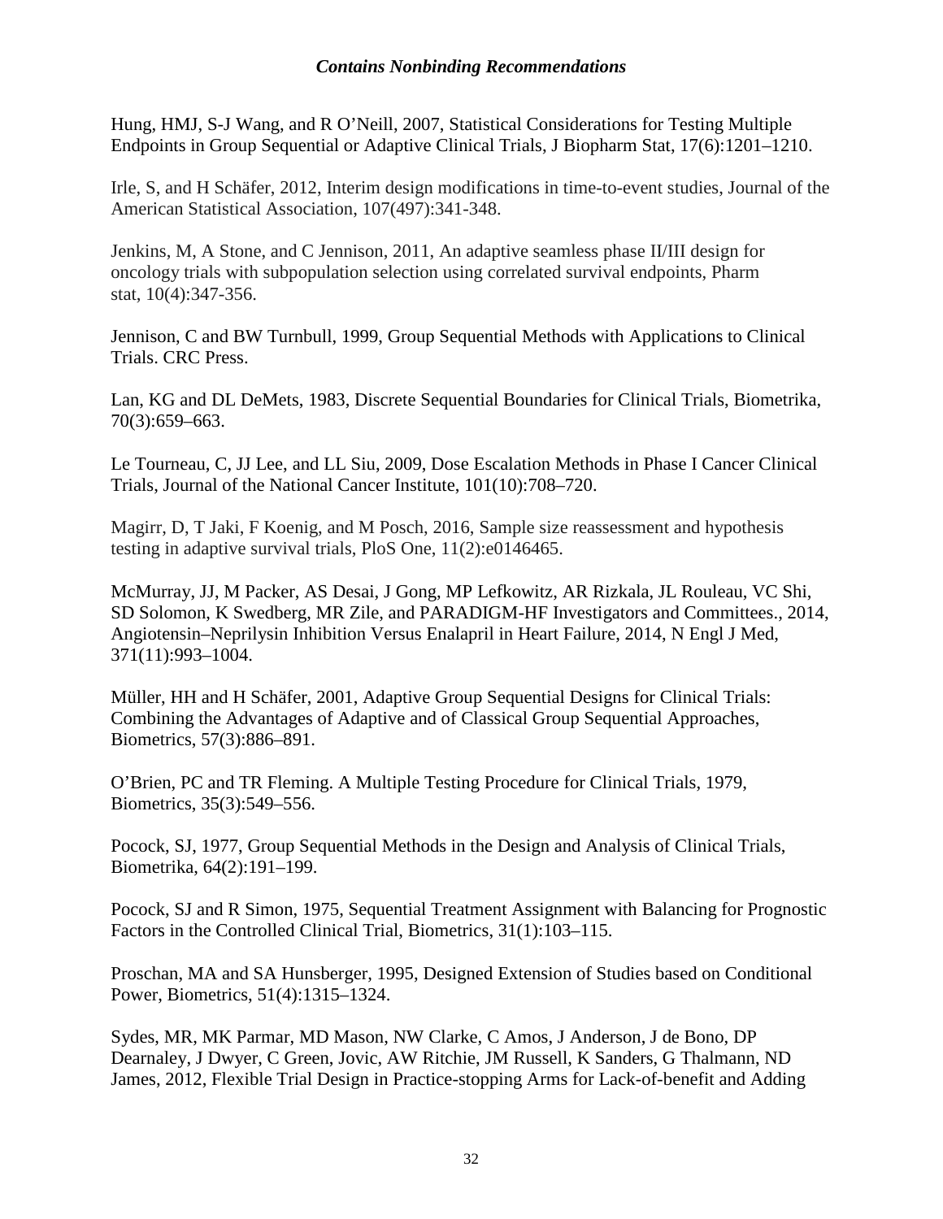Hung, HMJ, S-J Wang, and R O'Neill, 2007, Statistical Considerations for Testing Multiple Endpoints in Group Sequential or Adaptive Clinical Trials, J Biopharm Stat, 17(6):1201–1210.

Irle, S, and H Schäfer, 2012, Interim design modifications in time-to-event studies, Journal of the American Statistical Association, 107(497):341-348.

Jenkins, M, A Stone, and C Jennison, 2011, An adaptive seamless phase II/III design for oncology trials with subpopulation selection using correlated survival endpoints, Pharm stat, 10(4):347-356.

Jennison, C and BW Turnbull, 1999, Group Sequential Methods with Applications to Clinical Trials. CRC Press.

Lan, KG and DL DeMets, 1983, Discrete Sequential Boundaries for Clinical Trials, Biometrika, 70(3):659–663.

Le Tourneau, C, JJ Lee, and LL Siu, 2009, Dose Escalation Methods in Phase I Cancer Clinical Trials, Journal of the National Cancer Institute, 101(10):708–720.

Magirr, D, T Jaki, F Koenig, and M Posch, 2016, Sample size reassessment and hypothesis testing in adaptive survival trials, PloS One, 11(2):e0146465.

McMurray, JJ, M Packer, AS Desai, J Gong, MP Lefkowitz, AR Rizkala, JL Rouleau, VC Shi, SD Solomon, K Swedberg, MR Zile, and PARADIGM-HF Investigators and Committees., 2014, Angiotensin–Neprilysin Inhibition Versus Enalapril in Heart Failure, 2014, N Engl J Med, 371(11):993–1004.

Müller, HH and H Schäfer, 2001, Adaptive Group Sequential Designs for Clinical Trials: Combining the Advantages of Adaptive and of Classical Group Sequential Approaches, Biometrics, 57(3):886–891.

O'Brien, PC and TR Fleming. A Multiple Testing Procedure for Clinical Trials, 1979, Biometrics, 35(3):549–556.

Pocock, SJ, 1977, Group Sequential Methods in the Design and Analysis of Clinical Trials, Biometrika, 64(2):191–199.

Pocock, SJ and R Simon, 1975, Sequential Treatment Assignment with Balancing for Prognostic Factors in the Controlled Clinical Trial, Biometrics, 31(1):103–115.

Proschan, MA and SA Hunsberger, 1995, Designed Extension of Studies based on Conditional Power, Biometrics, 51(4):1315–1324.

Sydes, MR, MK Parmar, MD Mason, NW Clarke, C Amos, J Anderson, J de Bono, DP Dearnaley, J Dwyer, C Green, Jovic, AW Ritchie, JM Russell, K Sanders, G Thalmann, ND James, 2012, Flexible Trial Design in Practice-stopping Arms for Lack-of-benefit and Adding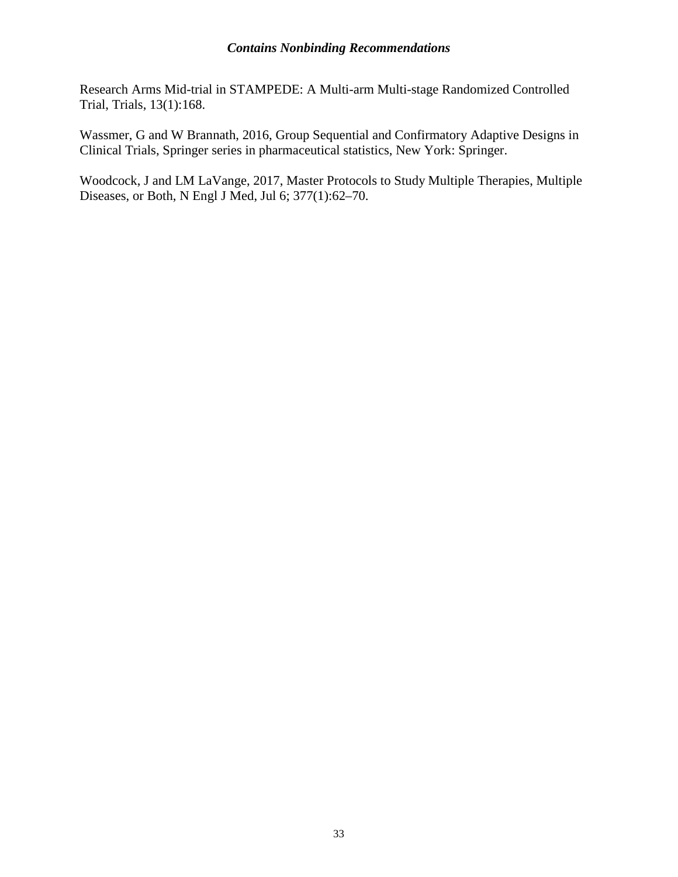Research Arms Mid-trial in STAMPEDE: A Multi-arm Multi-stage Randomized Controlled Trial, Trials, 13(1):168.

Wassmer, G and W Brannath, 2016, Group Sequential and Confirmatory Adaptive Designs in Clinical Trials, Springer series in pharmaceutical statistics, New York: Springer.

Woodcock, J and LM LaVange, 2017, Master Protocols to Study Multiple Therapies, Multiple Diseases, or Both, N Engl J Med, Jul 6; 377(1):62–70.